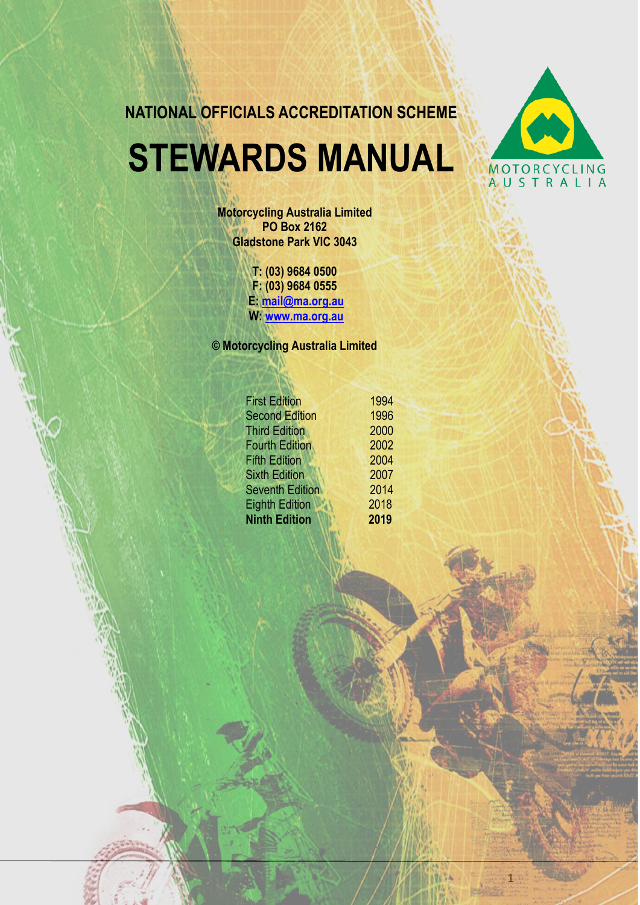NATIONAL OFFICIALS ACCREDITATION SCHEME

# STEWARDS MANUAL

MOTORCYCLING AUSTRALIA

**Motorcycling Australia Limited**
**PO Box 2162**
**Gladstone Park VIC 3043**

**T: (03) 9684 0500**
**F: (03) 9684 0555**
**E: mail@ma.org.au**
**W: www.ma.org.au**

**© Motorcycling Australia Limited**

| | |
|---|---|
| First Edition | 1994 |
| Second Edition | 1996 |
| Third Edition | 2000 |
| Fourth Edition | 2002 |
| Fifth Edition | 2004 |
| Sixth Edition | 2007 |
| Seventh Edition | 2014 |
| Eighth Edition | 2018 |
| **Ninth Edition** | **2019** |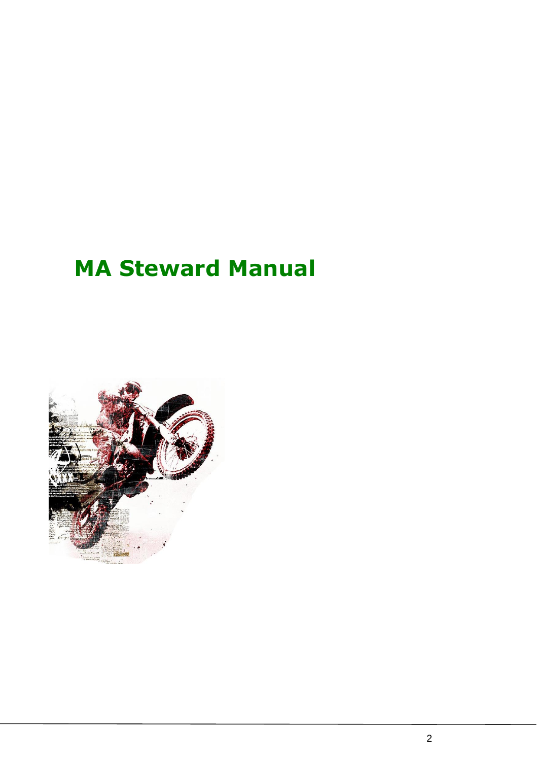# MA Steward Manual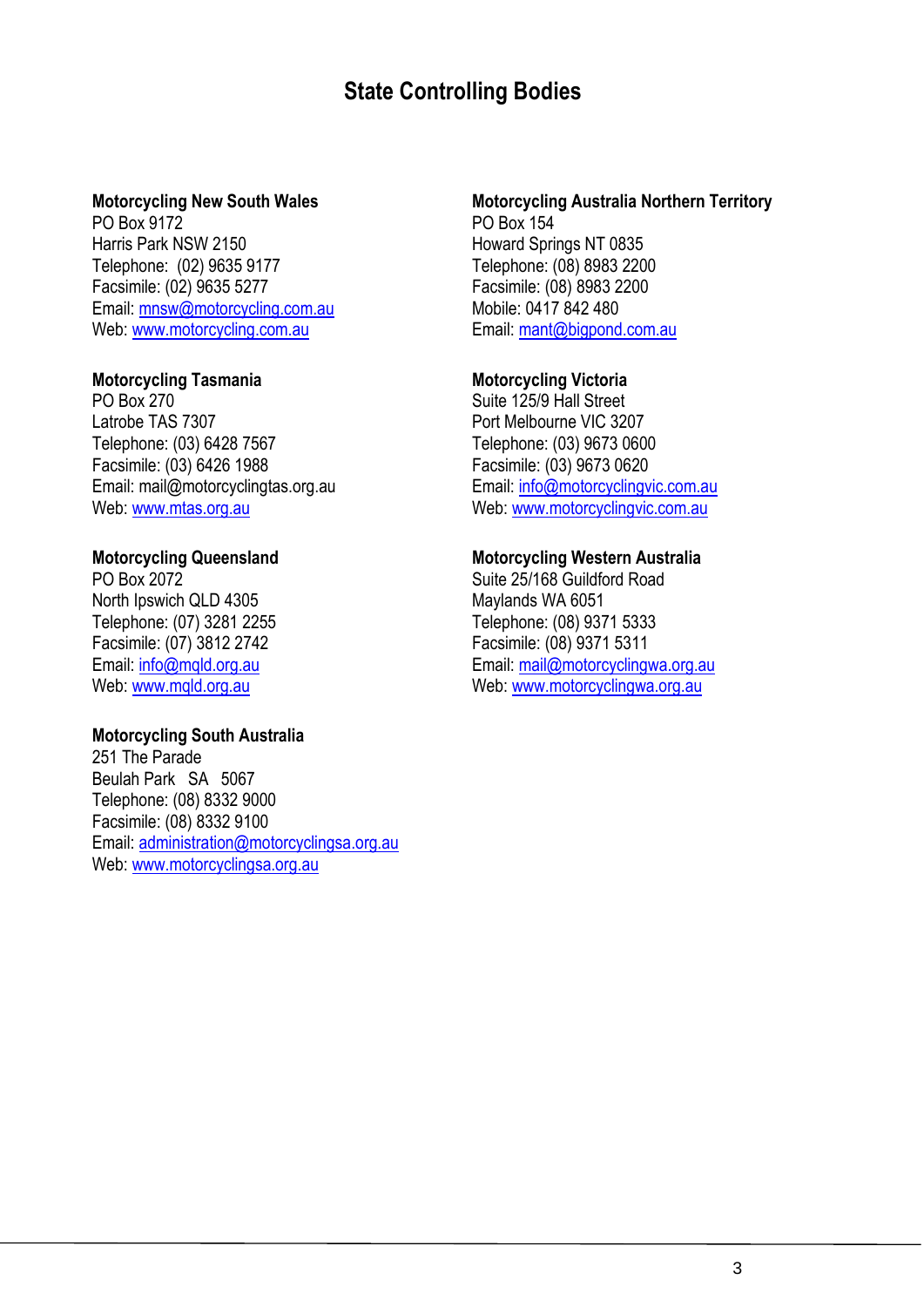# State Controlling Bodies

**Motorcycling New South Wales**
PO Box 9172
Harris Park NSW 2150
Telephone: (02) 9635 9177
Facsimile: (02) 9635 5277
Email: mnsw@motorcycling.com.au
Web: www.motorcycling.com.au

**Motorcycling Tasmania**
PO Box 270
Latrobe TAS 7307
Telephone: (03) 6428 7567
Facsimile: (03) 6426 1988
Email: mail@motorcyclingtas.org.au
Web: www.mtas.org.au

**Motorcycling Queensland**
PO Box 2072
North Ipswich QLD 4305
Telephone: (07) 3281 2255
Facsimile: (07) 3812 2742
Email: info@mqld.org.au
Web: www.mqld.org.au

**Motorcycling South Australia**
251 The Parade
Beulah Park SA 5067
Telephone: (08) 8332 9000
Facsimile: (08) 8332 9100
Email: administration@motorcyclingsa.org.au
Web: www.motorcyclingsa.org.au

**Motorcycling Australia Northern Territory**
PO Box 154
Howard Springs NT 0835
Telephone: (08) 8983 2200
Facsimile: (08) 8983 2200
Mobile: 0417 842 480
Email: mant@bigpond.com.au

**Motorcycling Victoria**
Suite 125/9 Hall Street
Port Melbourne VIC 3207
Telephone: (03) 9673 0600
Facsimile: (03) 9673 0620
Email: info@motorcyclingvic.com.au
Web: www.motorcyclingvic.com.au

**Motorcycling Western Australia**
Suite 25/168 Guildford Road
Maylands WA 6051
Telephone: (08) 9371 5333
Facsimile: (08) 9371 5311
Email: mail@motorcyclingwa.org.au
Web: www.motorcyclingwa.org.au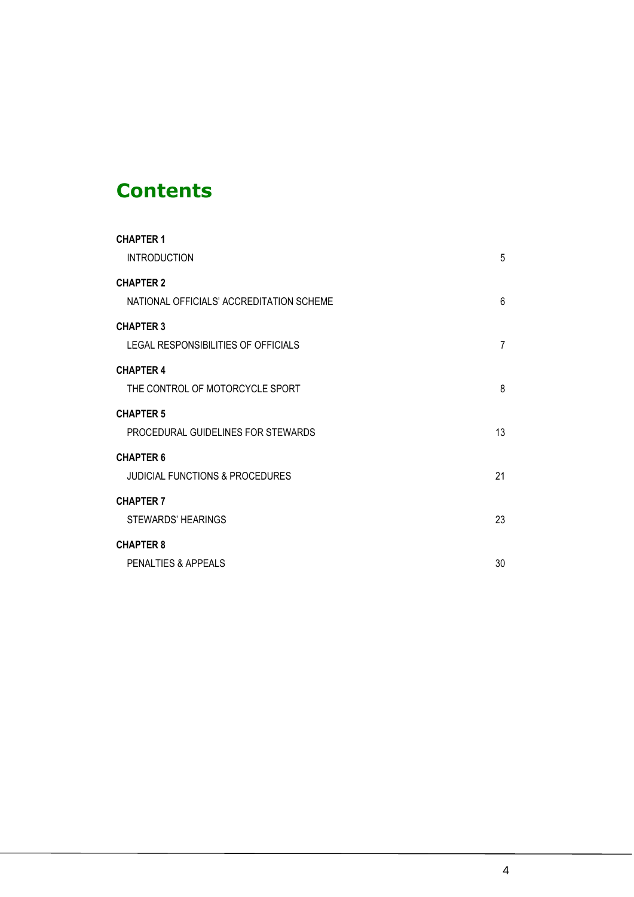# Contents

| | |
|---|---|
| **CHAPTER 1** | |
| INTRODUCTION | 5 |
| **CHAPTER 2** | |
| NATIONAL OFFICIALS' ACCREDITATION SCHEME | 6 |
| **CHAPTER 3** | |
| LEGAL RESPONSIBILITIES OF OFFICIALS | 7 |
| **CHAPTER 4** | |
| THE CONTROL OF MOTORCYCLE SPORT | 8 |
| **CHAPTER 5** | |
| PROCEDURAL GUIDELINES FOR STEWARDS | 13 |
| **CHAPTER 6** | |
| JUDICIAL FUNCTIONS & PROCEDURES | 21 |
| **CHAPTER 7** | |
| STEWARDS' HEARINGS | 23 |
| **CHAPTER 8** | |
| PENALTIES & APPEALS | 30 |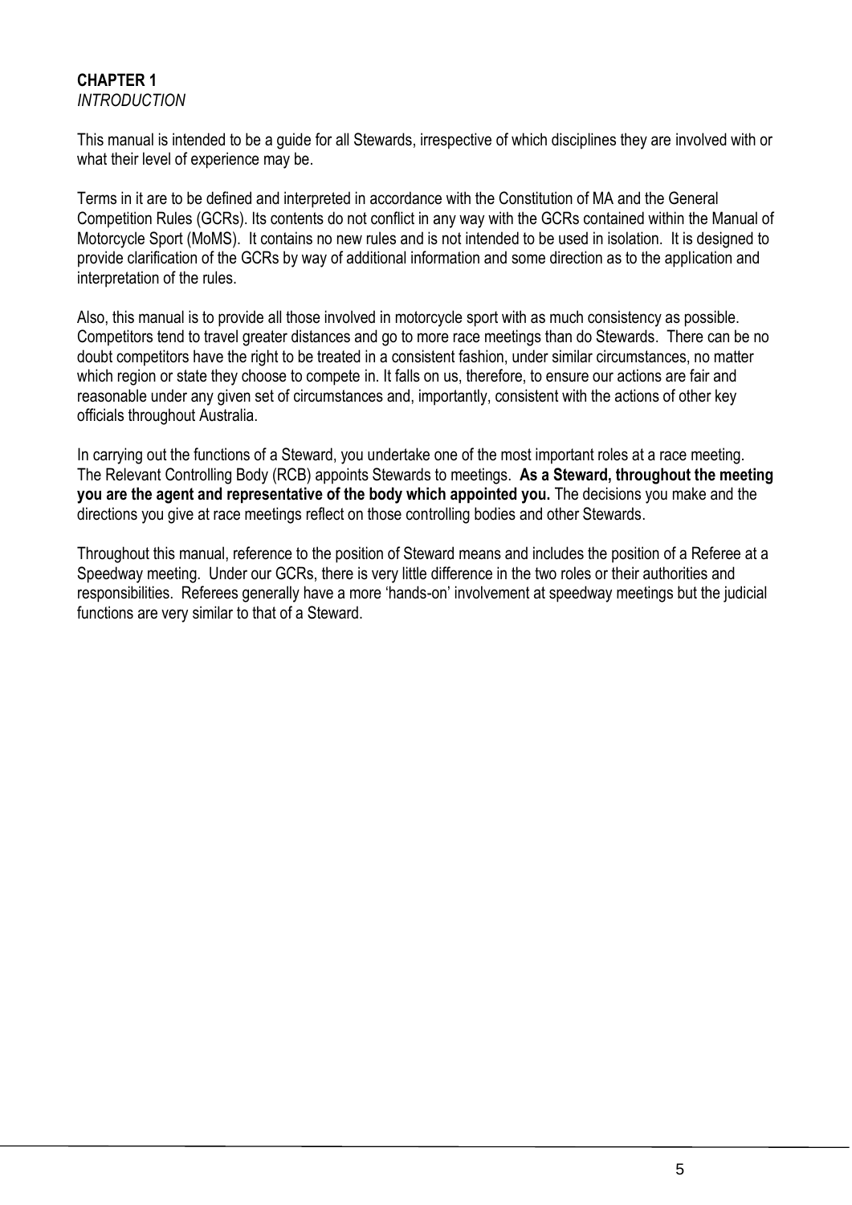# CHAPTER 1

*INTRODUCTION*

This manual is intended to be a guide for all Stewards, irrespective of which disciplines they are involved with or what their level of experience may be.

Terms in it are to be defined and interpreted in accordance with the Constitution of MA and the General Competition Rules (GCRs). Its contents do not conflict in any way with the GCRs contained within the Manual of Motorcycle Sport (MoMS). It contains no new rules and is not intended to be used in isolation. It is designed to provide clarification of the GCRs by way of additional information and some direction as to the application and interpretation of the rules.

Also, this manual is to provide all those involved in motorcycle sport with as much consistency as possible. Competitors tend to travel greater distances and go to more race meetings than do Stewards. There can be no doubt competitors have the right to be treated in a consistent fashion, under similar circumstances, no matter which region or state they choose to compete in. It falls on us, therefore, to ensure our actions are fair and reasonable under any given set of circumstances and, importantly, consistent with the actions of other key officials throughout Australia.

In carrying out the functions of a Steward, you undertake one of the most important roles at a race meeting. The Relevant Controlling Body (RCB) appoints Stewards to meetings. **As a Steward, throughout the meeting you are the agent and representative of the body which appointed you.** The decisions you make and the directions you give at race meetings reflect on those controlling bodies and other Stewards.

Throughout this manual, reference to the position of Steward means and includes the position of a Referee at a Speedway meeting. Under our GCRs, there is very little difference in the two roles or their authorities and responsibilities. Referees generally have a more 'hands-on' involvement at speedway meetings but the judicial functions are very similar to that of a Steward.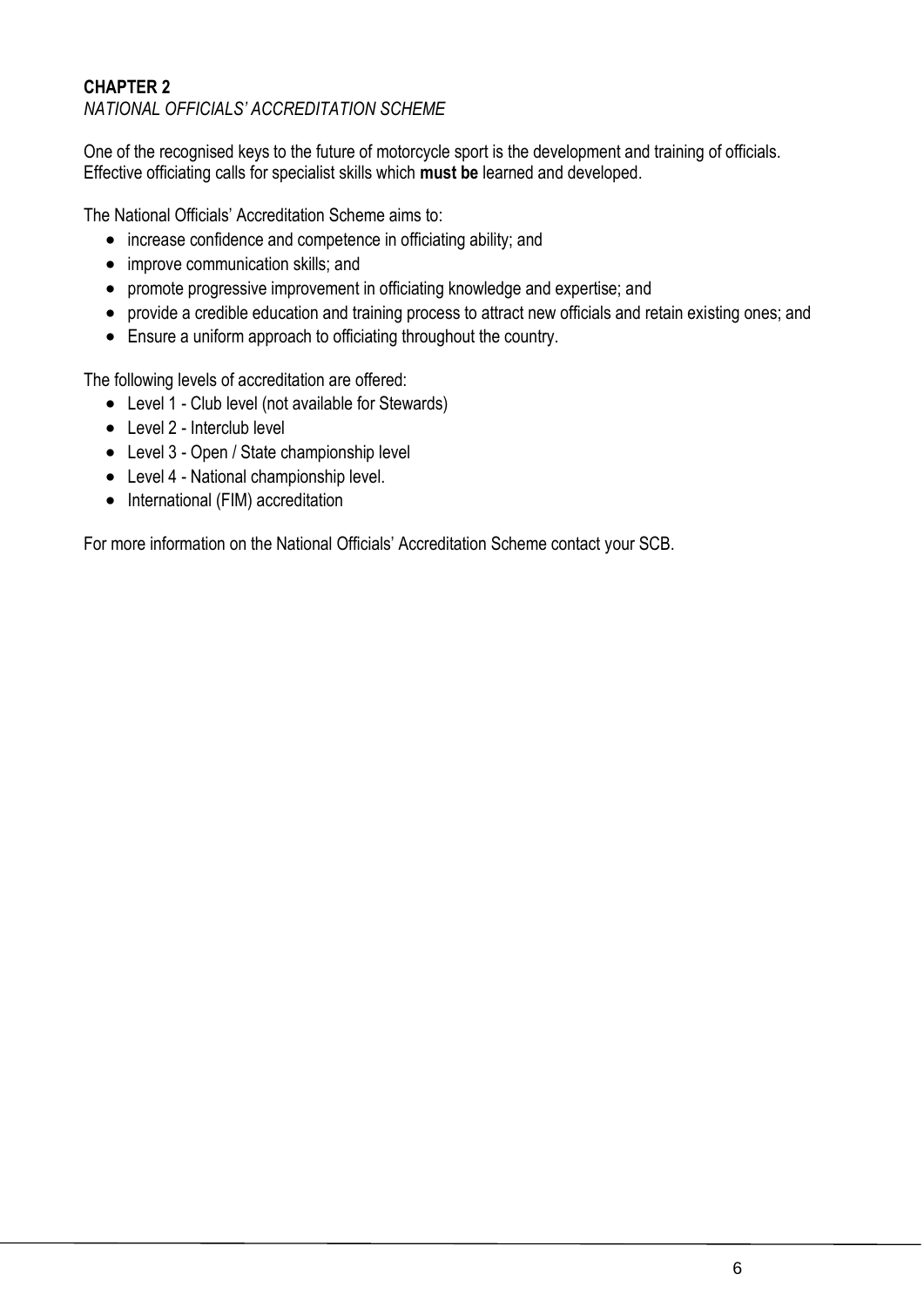## CHAPTER 2

*NATIONAL OFFICIALS' ACCREDITATION SCHEME*

One of the recognised keys to the future of motorcycle sport is the development and training of officials. Effective officiating calls for specialist skills which **must be** learned and developed.

The National Officials' Accreditation Scheme aims to:

- increase confidence and competence in officiating ability; and
- improve communication skills; and
- promote progressive improvement in officiating knowledge and expertise; and
- provide a credible education and training process to attract new officials and retain existing ones; and
- Ensure a uniform approach to officiating throughout the country.

The following levels of accreditation are offered:

- Level 1 - Club level (not available for Stewards)
- Level 2 - Interclub level
- Level 3 - Open / State championship level
- Level 4 - National championship level.
- International (FIM) accreditation

For more information on the National Officials' Accreditation Scheme contact your SCB.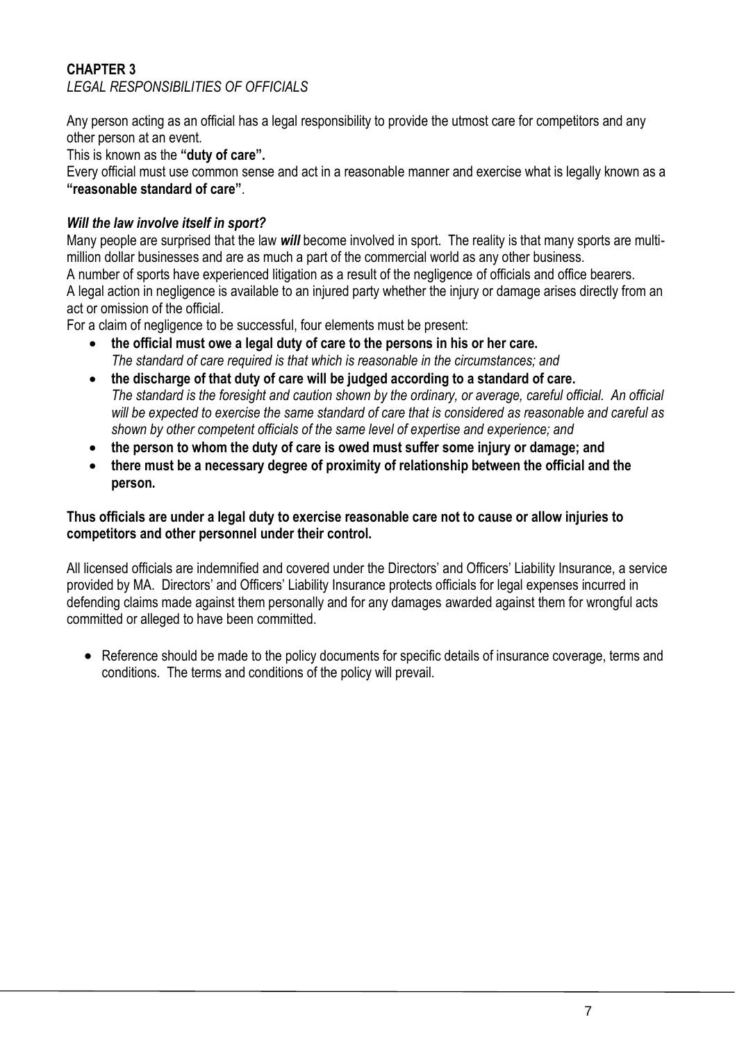# CHAPTER 3

*LEGAL RESPONSIBILITIES OF OFFICIALS*

Any person acting as an official has a legal responsibility to provide the utmost care for competitors and any other person at an event.

This is known as the **"duty of care".**

Every official must use common sense and act in a reasonable manner and exercise what is legally known as a **"reasonable standard of care"**.

### *Will the law involve itself in sport?*

Many people are surprised that the law ***will*** become involved in sport. The reality is that many sports are multi-million dollar businesses and are as much a part of the commercial world as any other business.

A number of sports have experienced litigation as a result of the negligence of officials and office bearers.

A legal action in negligence is available to an injured party whether the injury or damage arises directly from an act or omission of the official.

For a claim of negligence to be successful, four elements must be present:

- **the official must owe a legal duty of care to the persons in his or her care.**
  *The standard of care required is that which is reasonable in the circumstances; and*
- **the discharge of that duty of care will be judged according to a standard of care.**
  *The standard is the foresight and caution shown by the ordinary, or average, careful official. An official will be expected to exercise the same standard of care that is considered as reasonable and careful as shown by other competent officials of the same level of expertise and experience; and*
- **the person to whom the duty of care is owed must suffer some injury or damage; and**
- **there must be a necessary degree of proximity of relationship between the official and the person.**

**Thus officials are under a legal duty to exercise reasonable care not to cause or allow injuries to competitors and other personnel under their control.**

All licensed officials are indemnified and covered under the Directors' and Officers' Liability Insurance, a service provided by MA. Directors' and Officers' Liability Insurance protects officials for legal expenses incurred in defending claims made against them personally and for any damages awarded against them for wrongful acts committed or alleged to have been committed.

- Reference should be made to the policy documents for specific details of insurance coverage, terms and conditions. The terms and conditions of the policy will prevail.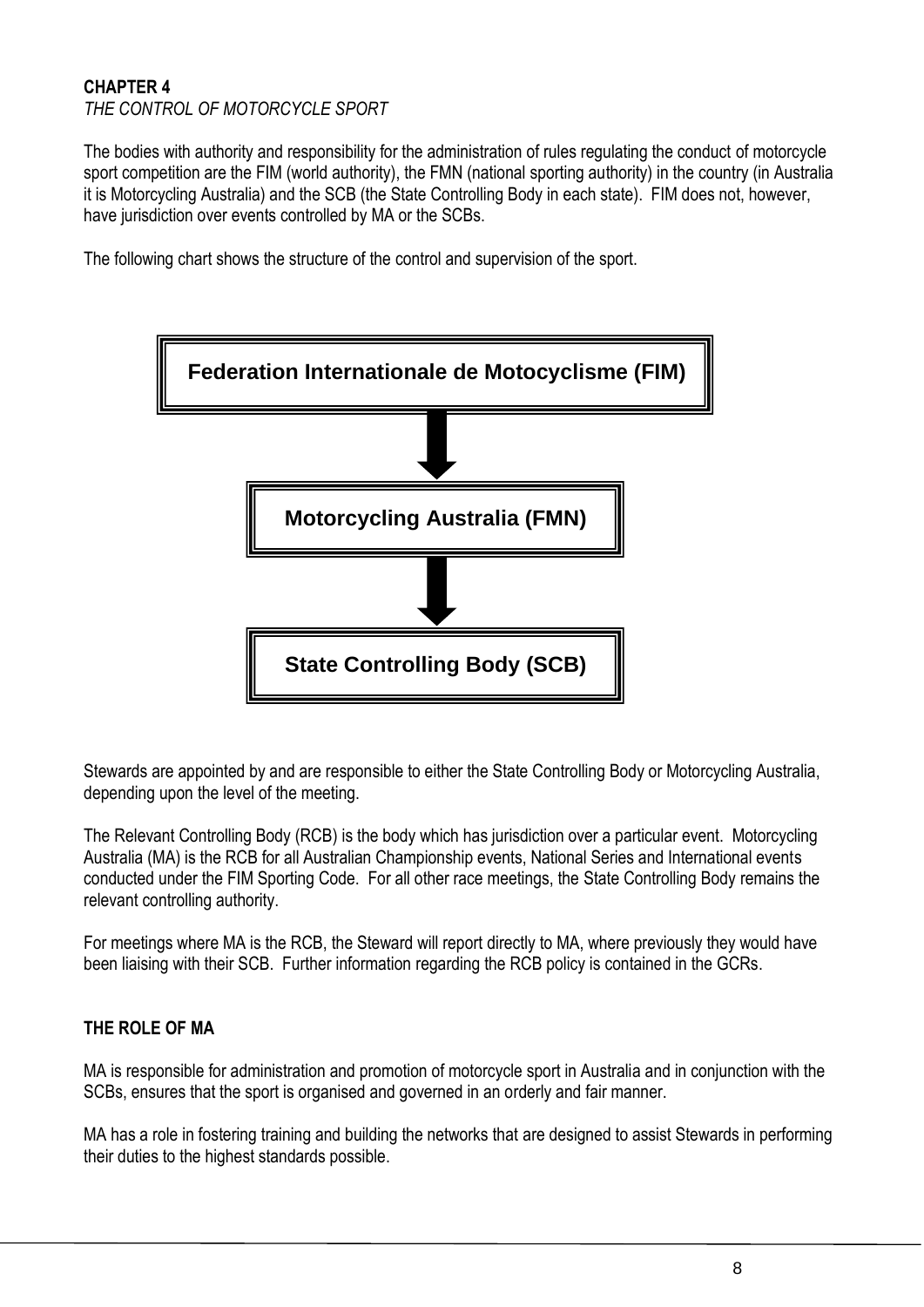## CHAPTER 4

*THE CONTROL OF MOTORCYCLE SPORT*

The bodies with authority and responsibility for the administration of rules regulating the conduct of motorcycle sport competition are the FIM (world authority), the FMN (national sporting authority) in the country (in Australia it is Motorcycling Australia) and the SCB (the State Controlling Body in each state). FIM does not, however, have jurisdiction over events controlled by MA or the SCBs.

The following chart shows the structure of the control and supervision of the sport.

**Federation Internationale de Motocyclisme (FIM)**

↓

**Motorcycling Australia (FMN)**

↓

**State Controlling Body (SCB)**

Stewards are appointed by and are responsible to either the State Controlling Body or Motorcycling Australia, depending upon the level of the meeting.

The Relevant Controlling Body (RCB) is the body which has jurisdiction over a particular event. Motorcycling Australia (MA) is the RCB for all Australian Championship events, National Series and International events conducted under the FIM Sporting Code. For all other race meetings, the State Controlling Body remains the relevant controlling authority.

For meetings where MA is the RCB, the Steward will report directly to MA, where previously they would have been liaising with their SCB. Further information regarding the RCB policy is contained in the GCRs.

### THE ROLE OF MA

MA is responsible for administration and promotion of motorcycle sport in Australia and in conjunction with the SCBs, ensures that the sport is organised and governed in an orderly and fair manner.

MA has a role in fostering training and building the networks that are designed to assist Stewards in performing their duties to the highest standards possible.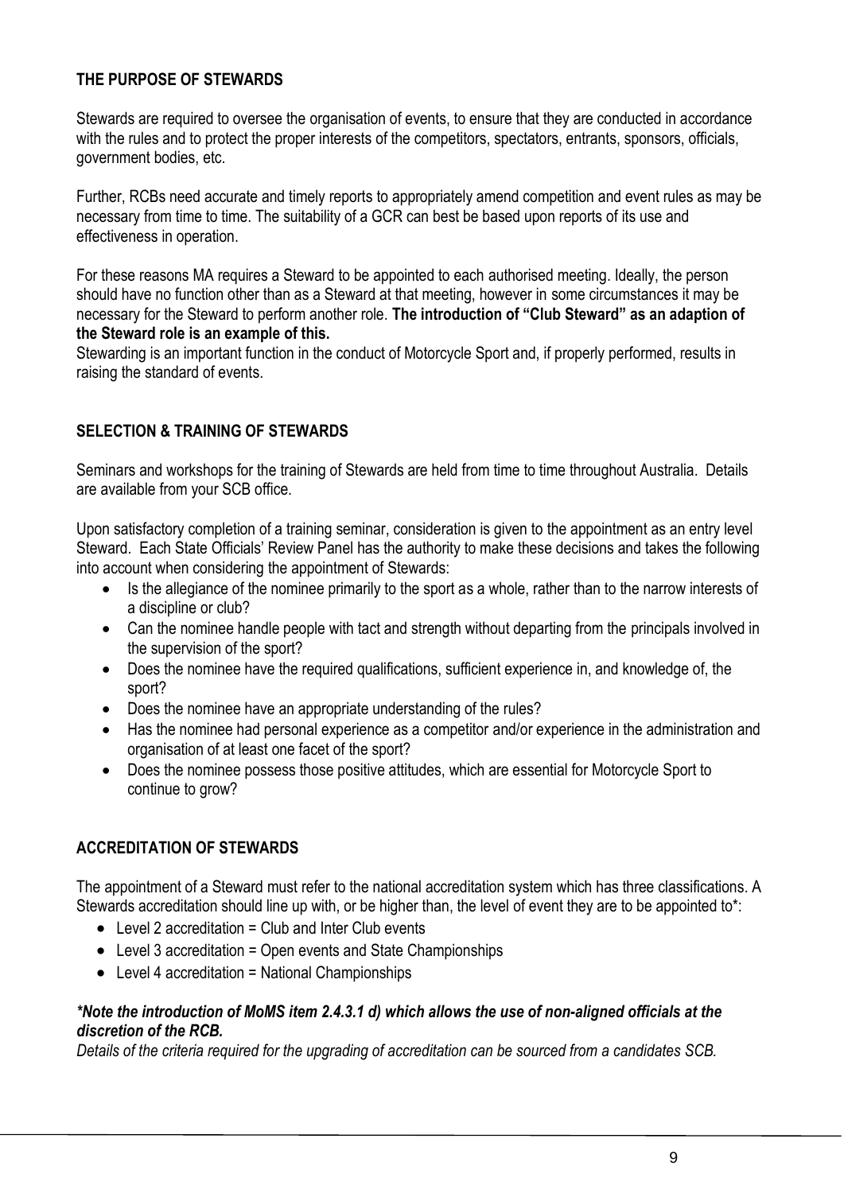## THE PURPOSE OF STEWARDS

Stewards are required to oversee the organisation of events, to ensure that they are conducted in accordance with the rules and to protect the proper interests of the competitors, spectators, entrants, sponsors, officials, government bodies, etc.

Further, RCBs need accurate and timely reports to appropriately amend competition and event rules as may be necessary from time to time. The suitability of a GCR can best be based upon reports of its use and effectiveness in operation.

For these reasons MA requires a Steward to be appointed to each authorised meeting. Ideally, the person should have no function other than as a Steward at that meeting, however in some circumstances it may be necessary for the Steward to perform another role. **The introduction of "Club Steward" as an adaption of the Steward role is an example of this.**
Stewarding is an important function in the conduct of Motorcycle Sport and, if properly performed, results in raising the standard of events.

## SELECTION & TRAINING OF STEWARDS

Seminars and workshops for the training of Stewards are held from time to time throughout Australia. Details are available from your SCB office.

Upon satisfactory completion of a training seminar, consideration is given to the appointment as an entry level Steward. Each State Officials' Review Panel has the authority to make these decisions and takes the following into account when considering the appointment of Stewards:

- Is the allegiance of the nominee primarily to the sport as a whole, rather than to the narrow interests of a discipline or club?
- Can the nominee handle people with tact and strength without departing from the principals involved in the supervision of the sport?
- Does the nominee have the required qualifications, sufficient experience in, and knowledge of, the sport?
- Does the nominee have an appropriate understanding of the rules?
- Has the nominee had personal experience as a competitor and/or experience in the administration and organisation of at least one facet of the sport?
- Does the nominee possess those positive attitudes, which are essential for Motorcycle Sport to continue to grow?

## ACCREDITATION OF STEWARDS

The appointment of a Steward must refer to the national accreditation system which has three classifications. A Stewards accreditation should line up with, or be higher than, the level of event they are to be appointed to*:

- Level 2 accreditation = Club and Inter Club events
- Level 3 accreditation = Open events and State Championships
- Level 4 accreditation = National Championships

***Note the introduction of MoMS item 2.4.3.1 d) which allows the use of non-aligned officials at the discretion of the RCB.***
*Details of the criteria required for the upgrading of accreditation can be sourced from a candidates SCB.*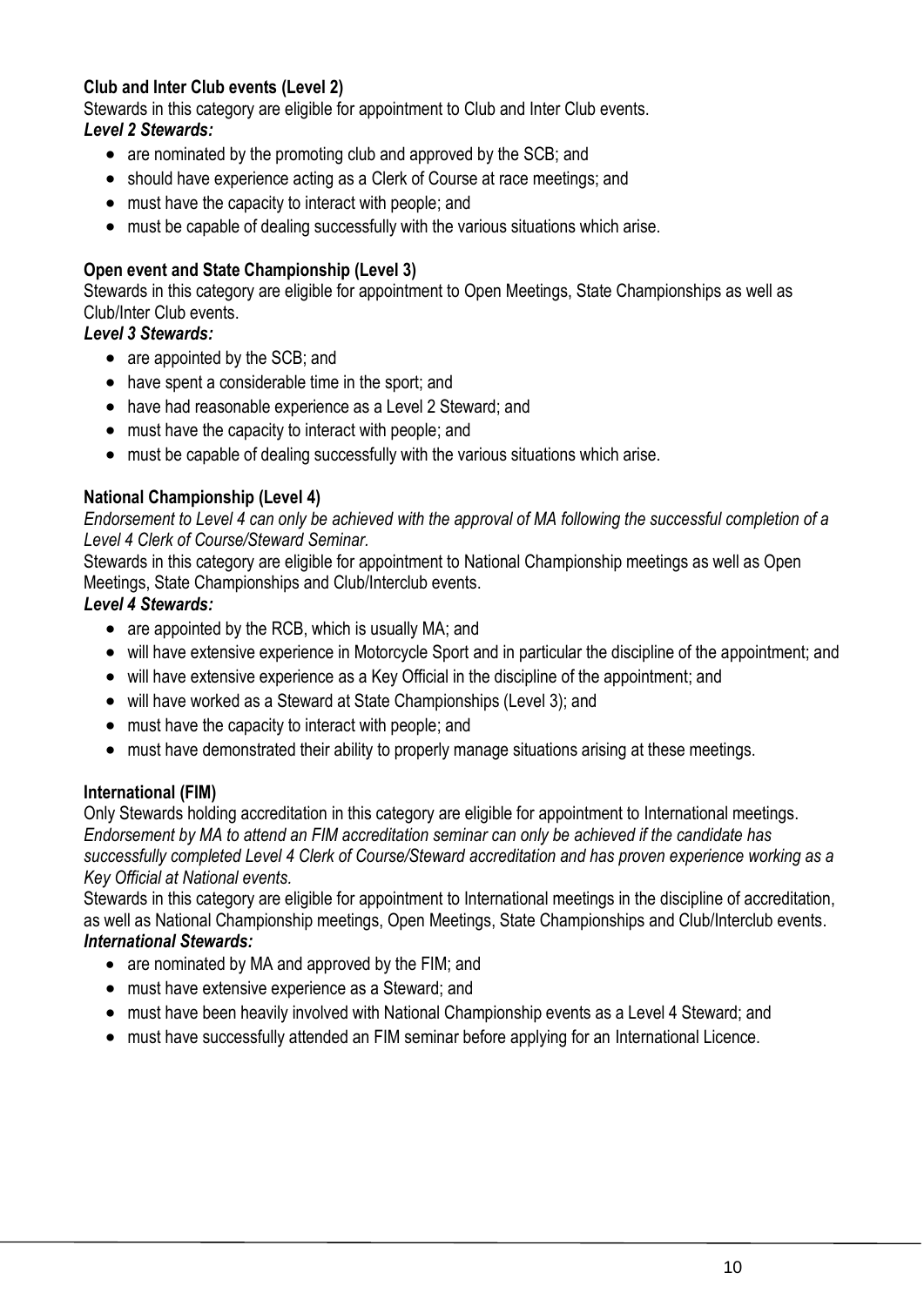**Club and Inter Club events (Level 2)**

Stewards in this category are eligible for appointment to Club and Inter Club events.

***Level 2 Stewards:***

- are nominated by the promoting club and approved by the SCB; and
- should have experience acting as a Clerk of Course at race meetings; and
- must have the capacity to interact with people; and
- must be capable of dealing successfully with the various situations which arise.

**Open event and State Championship (Level 3)**

Stewards in this category are eligible for appointment to Open Meetings, State Championships as well as Club/Inter Club events.

***Level 3 Stewards:***

- are appointed by the SCB; and
- have spent a considerable time in the sport; and
- have had reasonable experience as a Level 2 Steward; and
- must have the capacity to interact with people; and
- must be capable of dealing successfully with the various situations which arise.

**National Championship (Level 4)**

*Endorsement to Level 4 can only be achieved with the approval of MA following the successful completion of a Level 4 Clerk of Course/Steward Seminar.*

Stewards in this category are eligible for appointment to National Championship meetings as well as Open Meetings, State Championships and Club/Interclub events.

***Level 4 Stewards:***

- are appointed by the RCB, which is usually MA; and
- will have extensive experience in Motorcycle Sport and in particular the discipline of the appointment; and
- will have extensive experience as a Key Official in the discipline of the appointment; and
- will have worked as a Steward at State Championships (Level 3); and
- must have the capacity to interact with people; and
- must have demonstrated their ability to properly manage situations arising at these meetings.

**International (FIM)**

Only Stewards holding accreditation in this category are eligible for appointment to International meetings. *Endorsement by MA to attend an FIM accreditation seminar can only be achieved if the candidate has successfully completed Level 4 Clerk of Course/Steward accreditation and has proven experience working as a Key Official at National events.*

Stewards in this category are eligible for appointment to International meetings in the discipline of accreditation, as well as National Championship meetings, Open Meetings, State Championships and Club/Interclub events.

***International Stewards:***

- are nominated by MA and approved by the FIM; and
- must have extensive experience as a Steward; and
- must have been heavily involved with National Championship events as a Level 4 Steward; and
- must have successfully attended an FIM seminar before applying for an International Licence.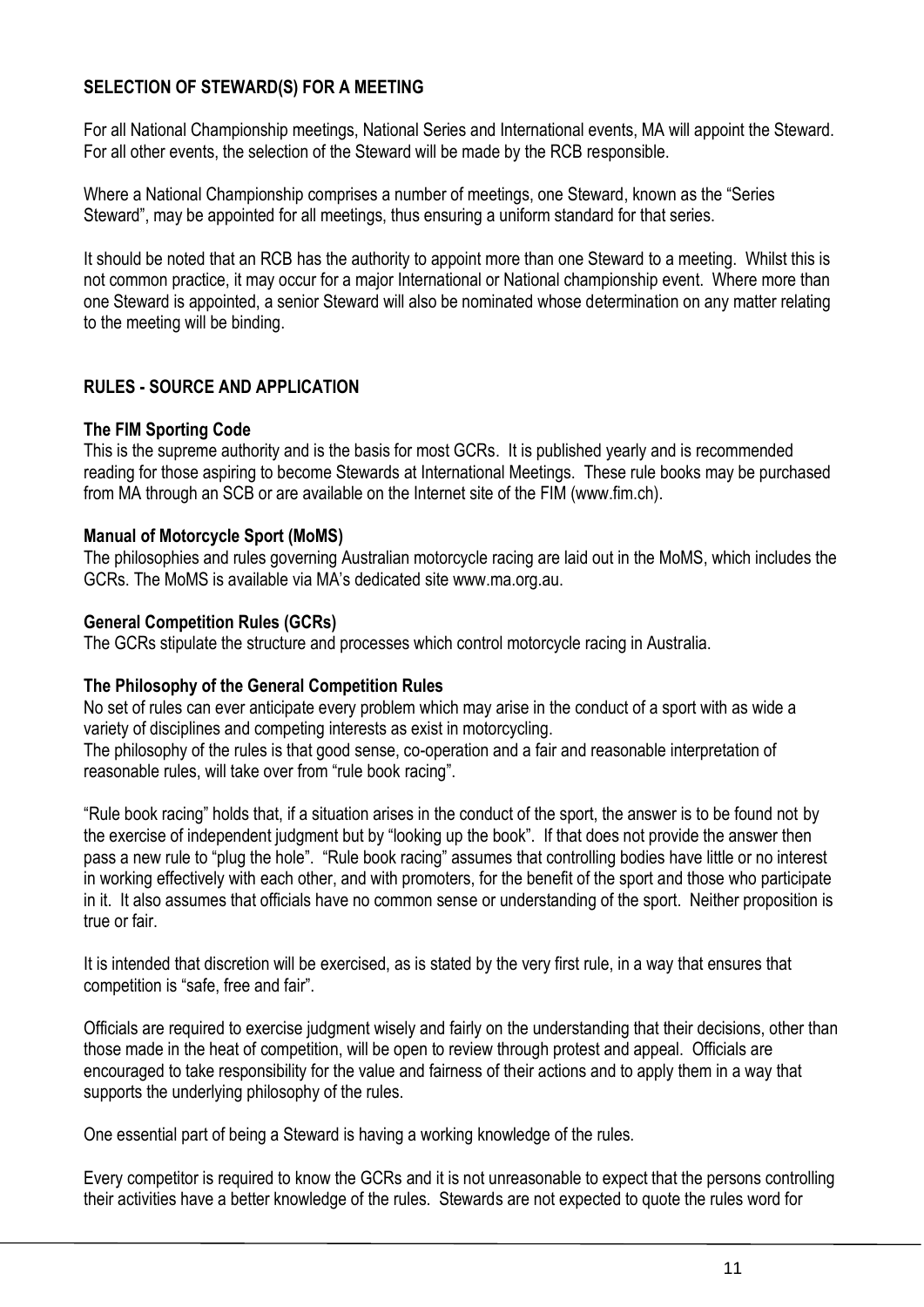## SELECTION OF STEWARD(S) FOR A MEETING

For all National Championship meetings, National Series and International events, MA will appoint the Steward. For all other events, the selection of the Steward will be made by the RCB responsible.

Where a National Championship comprises a number of meetings, one Steward, known as the "Series Steward", may be appointed for all meetings, thus ensuring a uniform standard for that series.

It should be noted that an RCB has the authority to appoint more than one Steward to a meeting. Whilst this is not common practice, it may occur for a major International or National championship event. Where more than one Steward is appointed, a senior Steward will also be nominated whose determination on any matter relating to the meeting will be binding.

## RULES - SOURCE AND APPLICATION

### The FIM Sporting Code

This is the supreme authority and is the basis for most GCRs. It is published yearly and is recommended reading for those aspiring to become Stewards at International Meetings. These rule books may be purchased from MA through an SCB or are available on the Internet site of the FIM (www.fim.ch).

### Manual of Motorcycle Sport (MoMS)

The philosophies and rules governing Australian motorcycle racing are laid out in the MoMS, which includes the GCRs. The MoMS is available via MA's dedicated site www.ma.org.au.

### General Competition Rules (GCRs)

The GCRs stipulate the structure and processes which control motorcycle racing in Australia.

### The Philosophy of the General Competition Rules

No set of rules can ever anticipate every problem which may arise in the conduct of a sport with as wide a variety of disciplines and competing interests as exist in motorcycling.
The philosophy of the rules is that good sense, co-operation and a fair and reasonable interpretation of reasonable rules, will take over from "rule book racing".

"Rule book racing" holds that, if a situation arises in the conduct of the sport, the answer is to be found not by the exercise of independent judgment but by "looking up the book". If that does not provide the answer then pass a new rule to "plug the hole". "Rule book racing" assumes that controlling bodies have little or no interest in working effectively with each other, and with promoters, for the benefit of the sport and those who participate in it. It also assumes that officials have no common sense or understanding of the sport. Neither proposition is true or fair.

It is intended that discretion will be exercised, as is stated by the very first rule, in a way that ensures that competition is "safe, free and fair".

Officials are required to exercise judgment wisely and fairly on the understanding that their decisions, other than those made in the heat of competition, will be open to review through protest and appeal. Officials are encouraged to take responsibility for the value and fairness of their actions and to apply them in a way that supports the underlying philosophy of the rules.

One essential part of being a Steward is having a working knowledge of the rules.

Every competitor is required to know the GCRs and it is not unreasonable to expect that the persons controlling their activities have a better knowledge of the rules. Stewards are not expected to quote the rules word for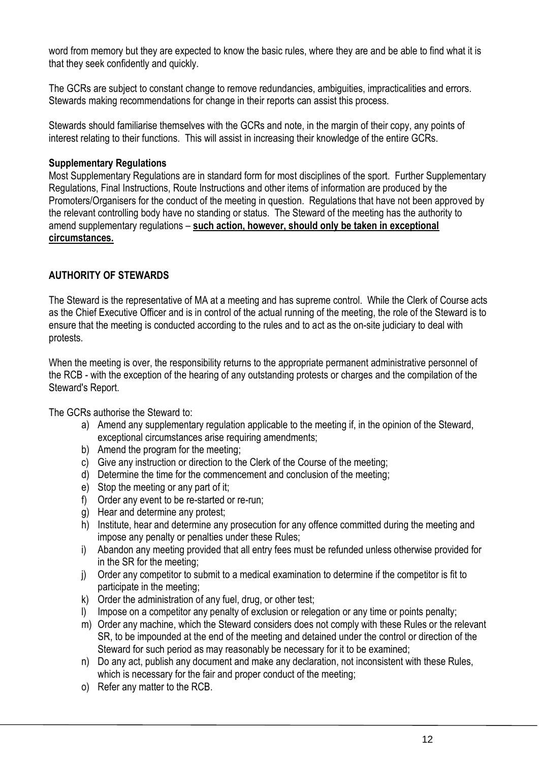word from memory but they are expected to know the basic rules, where they are and be able to find what it is that they seek confidently and quickly.

The GCRs are subject to constant change to remove redundancies, ambiguities, impracticalities and errors. Stewards making recommendations for change in their reports can assist this process.

Stewards should familiarise themselves with the GCRs and note, in the margin of their copy, any points of interest relating to their functions. This will assist in increasing their knowledge of the entire GCRs.

**Supplementary Regulations**

Most Supplementary Regulations are in standard form for most disciplines of the sport. Further Supplementary Regulations, Final Instructions, Route Instructions and other items of information are produced by the Promoters/Organisers for the conduct of the meeting in question. Regulations that have not been approved by the relevant controlling body have no standing or status. The Steward of the meeting has the authority to amend supplementary regulations – **<u>such action, however, should only be taken in exceptional circumstances.</u>**

## AUTHORITY OF STEWARDS

The Steward is the representative of MA at a meeting and has supreme control. While the Clerk of Course acts as the Chief Executive Officer and is in control of the actual running of the meeting, the role of the Steward is to ensure that the meeting is conducted according to the rules and to act as the on-site judiciary to deal with protests.

When the meeting is over, the responsibility returns to the appropriate permanent administrative personnel of the RCB - with the exception of the hearing of any outstanding protests or charges and the compilation of the Steward's Report.

The GCRs authorise the Steward to:

a) Amend any supplementary regulation applicable to the meeting if, in the opinion of the Steward, exceptional circumstances arise requiring amendments;
b) Amend the program for the meeting;
c) Give any instruction or direction to the Clerk of the Course of the meeting;
d) Determine the time for the commencement and conclusion of the meeting;
e) Stop the meeting or any part of it;
f) Order any event to be re-started or re-run;
g) Hear and determine any protest;
h) Institute, hear and determine any prosecution for any offence committed during the meeting and impose any penalty or penalties under these Rules;
i) Abandon any meeting provided that all entry fees must be refunded unless otherwise provided for in the SR for the meeting;
j) Order any competitor to submit to a medical examination to determine if the competitor is fit to participate in the meeting;
k) Order the administration of any fuel, drug, or other test;
l) Impose on a competitor any penalty of exclusion or relegation or any time or points penalty;
m) Order any machine, which the Steward considers does not comply with these Rules or the relevant SR, to be impounded at the end of the meeting and detained under the control or direction of the Steward for such period as may reasonably be necessary for it to be examined;
n) Do any act, publish any document and make any declaration, not inconsistent with these Rules, which is necessary for the fair and proper conduct of the meeting;
o) Refer any matter to the RCB.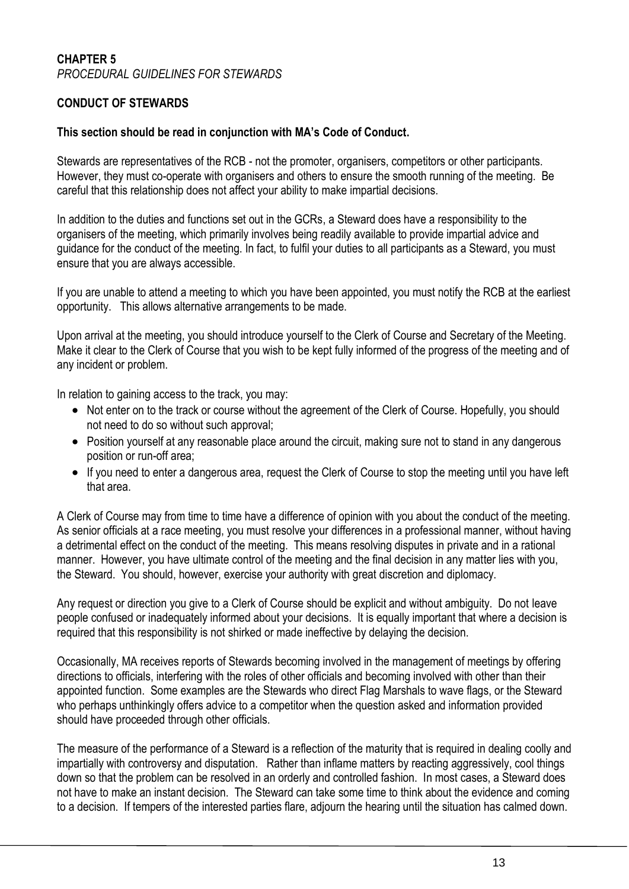# CHAPTER 5

*PROCEDURAL GUIDELINES FOR STEWARDS*

## CONDUCT OF STEWARDS

**This section should be read in conjunction with MA's Code of Conduct.**

Stewards are representatives of the RCB - not the promoter, organisers, competitors or other participants. However, they must co-operate with organisers and others to ensure the smooth running of the meeting. Be careful that this relationship does not affect your ability to make impartial decisions.

In addition to the duties and functions set out in the GCRs, a Steward does have a responsibility to the organisers of the meeting, which primarily involves being readily available to provide impartial advice and guidance for the conduct of the meeting. In fact, to fulfil your duties to all participants as a Steward, you must ensure that you are always accessible.

If you are unable to attend a meeting to which you have been appointed, you must notify the RCB at the earliest opportunity. This allows alternative arrangements to be made.

Upon arrival at the meeting, you should introduce yourself to the Clerk of Course and Secretary of the Meeting. Make it clear to the Clerk of Course that you wish to be kept fully informed of the progress of the meeting and of any incident or problem.

In relation to gaining access to the track, you may:

- Not enter on to the track or course without the agreement of the Clerk of Course. Hopefully, you should not need to do so without such approval;
- Position yourself at any reasonable place around the circuit, making sure not to stand in any dangerous position or run-off area;
- If you need to enter a dangerous area, request the Clerk of Course to stop the meeting until you have left that area.

A Clerk of Course may from time to time have a difference of opinion with you about the conduct of the meeting. As senior officials at a race meeting, you must resolve your differences in a professional manner, without having a detrimental effect on the conduct of the meeting. This means resolving disputes in private and in a rational manner. However, you have ultimate control of the meeting and the final decision in any matter lies with you, the Steward. You should, however, exercise your authority with great discretion and diplomacy.

Any request or direction you give to a Clerk of Course should be explicit and without ambiguity. Do not leave people confused or inadequately informed about your decisions. It is equally important that where a decision is required that this responsibility is not shirked or made ineffective by delaying the decision.

Occasionally, MA receives reports of Stewards becoming involved in the management of meetings by offering directions to officials, interfering with the roles of other officials and becoming involved with other than their appointed function. Some examples are the Stewards who direct Flag Marshals to wave flags, or the Steward who perhaps unthinkingly offers advice to a competitor when the question asked and information provided should have proceeded through other officials.

The measure of the performance of a Steward is a reflection of the maturity that is required in dealing coolly and impartially with controversy and disputation. Rather than inflame matters by reacting aggressively, cool things down so that the problem can be resolved in an orderly and controlled fashion. In most cases, a Steward does not have to make an instant decision. The Steward can take some time to think about the evidence and coming to a decision. If tempers of the interested parties flare, adjourn the hearing until the situation has calmed down.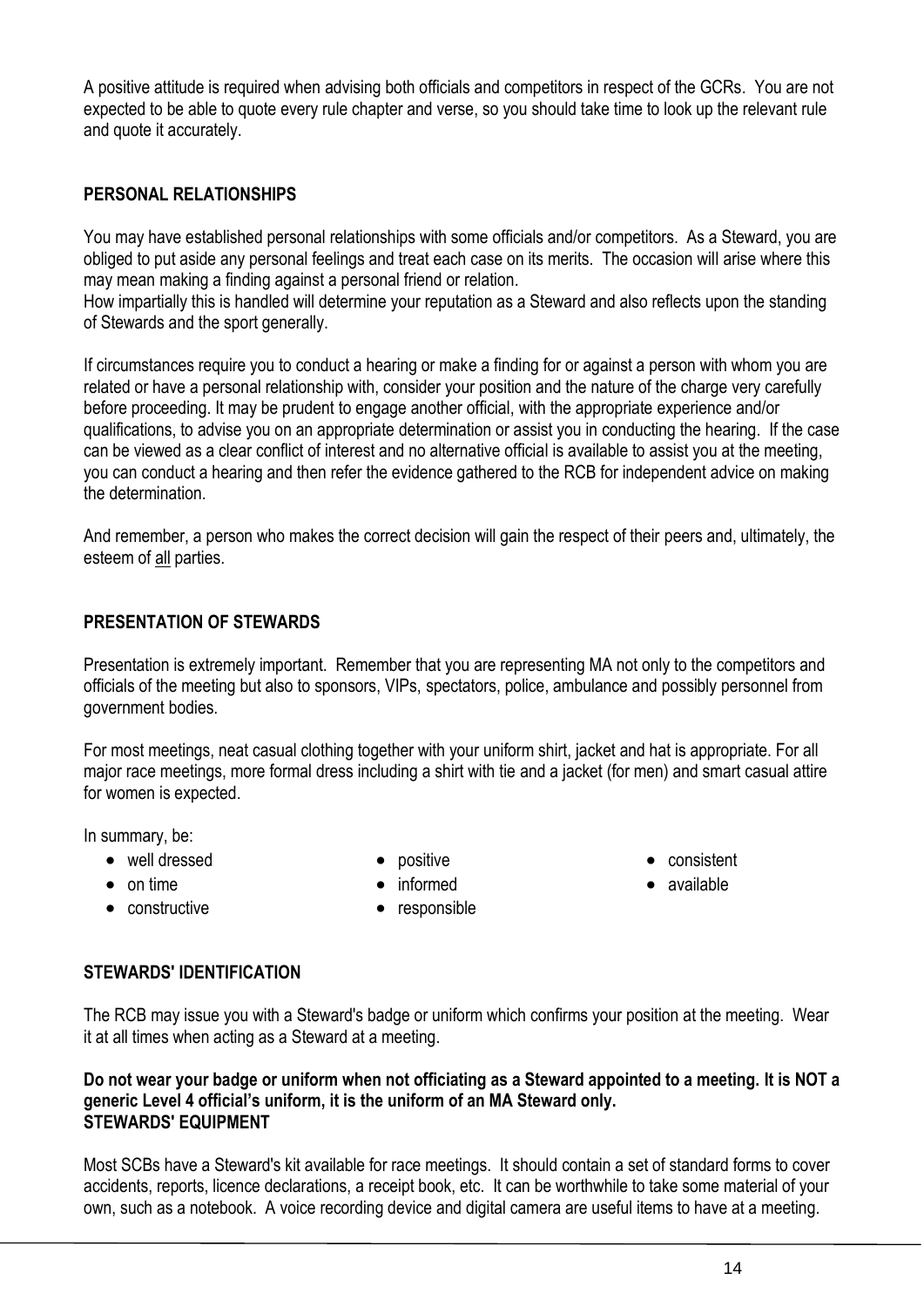A positive attitude is required when advising both officials and competitors in respect of the GCRs. You are not expected to be able to quote every rule chapter and verse, so you should take time to look up the relevant rule and quote it accurately.

## PERSONAL RELATIONSHIPS

You may have established personal relationships with some officials and/or competitors. As a Steward, you are obliged to put aside any personal feelings and treat each case on its merits. The occasion will arise where this may mean making a finding against a personal friend or relation.
How impartially this is handled will determine your reputation as a Steward and also reflects upon the standing of Stewards and the sport generally.

If circumstances require you to conduct a hearing or make a finding for or against a person with whom you are related or have a personal relationship with, consider your position and the nature of the charge very carefully before proceeding. It may be prudent to engage another official, with the appropriate experience and/or qualifications, to advise you on an appropriate determination or assist you in conducting the hearing. If the case can be viewed as a clear conflict of interest and no alternative official is available to assist you at the meeting, you can conduct a hearing and then refer the evidence gathered to the RCB for independent advice on making the determination.

And remember, a person who makes the correct decision will gain the respect of their peers and, ultimately, the esteem of <u>all</u> parties.

## PRESENTATION OF STEWARDS

Presentation is extremely important. Remember that you are representing MA not only to the competitors and officials of the meeting but also to sponsors, VIPs, spectators, police, ambulance and possibly personnel from government bodies.

For most meetings, neat casual clothing together with your uniform shirt, jacket and hat is appropriate. For all major race meetings, more formal dress including a shirt with tie and a jacket (for men) and smart casual attire for women is expected.

In summary, be:

- well dressed
- on time
- constructive
- positive
- informed
- responsible
- consistent
- available

## STEWARDS' IDENTIFICATION

The RCB may issue you with a Steward's badge or uniform which confirms your position at the meeting. Wear it at all times when acting as a Steward at a meeting.

**Do not wear your badge or uniform when not officiating as a Steward appointed to a meeting. It is NOT a generic Level 4 official's uniform, it is the uniform of an MA Steward only.**

## STEWARDS' EQUIPMENT

Most SCBs have a Steward's kit available for race meetings. It should contain a set of standard forms to cover accidents, reports, licence declarations, a receipt book, etc. It can be worthwhile to take some material of your own, such as a notebook. A voice recording device and digital camera are useful items to have at a meeting.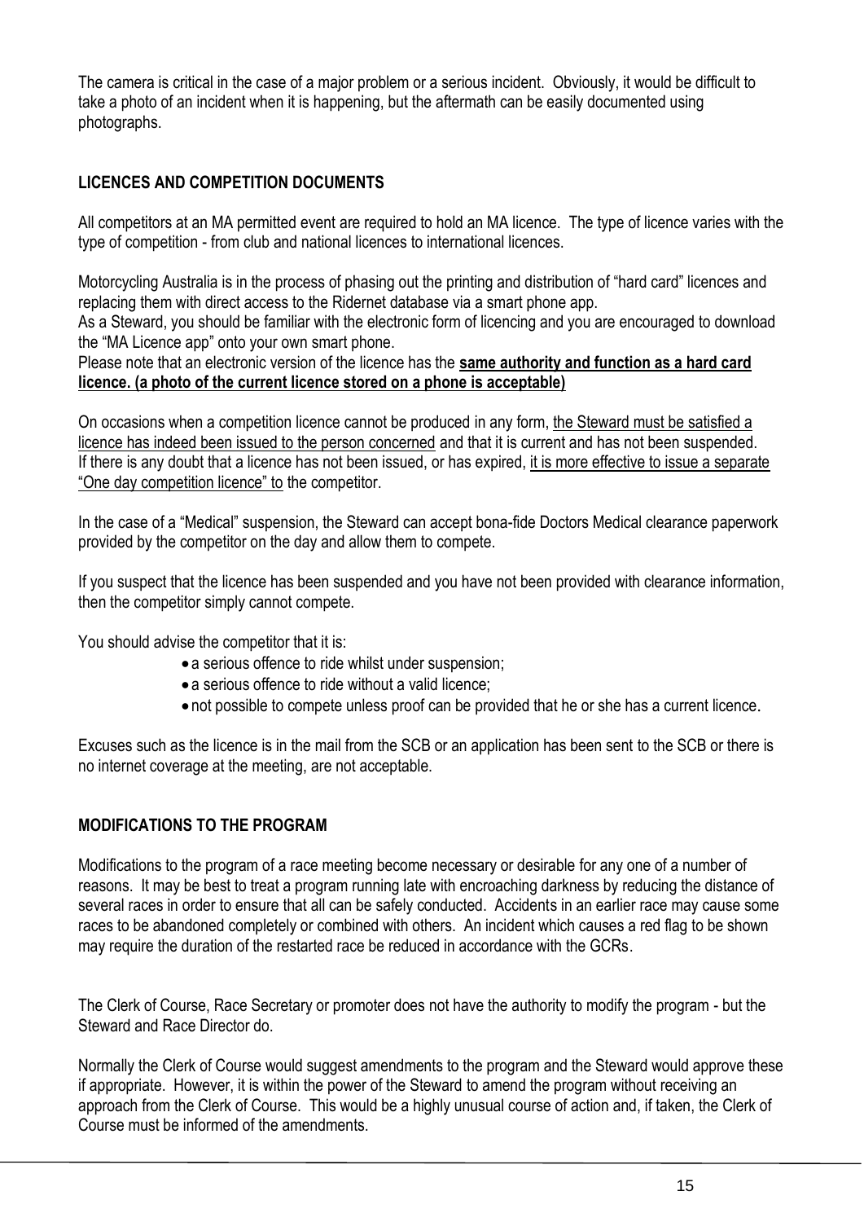The camera is critical in the case of a major problem or a serious incident. Obviously, it would be difficult to take a photo of an incident when it is happening, but the aftermath can be easily documented using photographs.

## LICENCES AND COMPETITION DOCUMENTS

All competitors at an MA permitted event are required to hold an MA licence. The type of licence varies with the type of competition - from club and national licences to international licences.

Motorcycling Australia is in the process of phasing out the printing and distribution of "hard card" licences and replacing them with direct access to the Ridernet database via a smart phone app.
As a Steward, you should be familiar with the electronic form of licencing and you are encouraged to download the "MA Licence app" onto your own smart phone.
Please note that an electronic version of the licence has the **same authority and function as a hard card licence. (a photo of the current licence stored on a phone is acceptable)**

On occasions when a competition licence cannot be produced in any form, the Steward must be satisfied a licence has indeed been issued to the person concerned and that it is current and has not been suspended. If there is any doubt that a licence has not been issued, or has expired, it is more effective to issue a separate "One day competition licence" to the competitor.

In the case of a "Medical" suspension, the Steward can accept bona-fide Doctors Medical clearance paperwork provided by the competitor on the day and allow them to compete.

If you suspect that the licence has been suspended and you have not been provided with clearance information, then the competitor simply cannot compete.

You should advise the competitor that it is:

- a serious offence to ride whilst under suspension;
- a serious offence to ride without a valid licence;
- not possible to compete unless proof can be provided that he or she has a current licence.

Excuses such as the licence is in the mail from the SCB or an application has been sent to the SCB or there is no internet coverage at the meeting, are not acceptable.

## MODIFICATIONS TO THE PROGRAM

Modifications to the program of a race meeting become necessary or desirable for any one of a number of reasons. It may be best to treat a program running late with encroaching darkness by reducing the distance of several races in order to ensure that all can be safely conducted. Accidents in an earlier race may cause some races to be abandoned completely or combined with others. An incident which causes a red flag to be shown may require the duration of the restarted race be reduced in accordance with the GCRs.

The Clerk of Course, Race Secretary or promoter does not have the authority to modify the program - but the Steward and Race Director do.

Normally the Clerk of Course would suggest amendments to the program and the Steward would approve these if appropriate. However, it is within the power of the Steward to amend the program without receiving an approach from the Clerk of Course. This would be a highly unusual course of action and, if taken, the Clerk of Course must be informed of the amendments.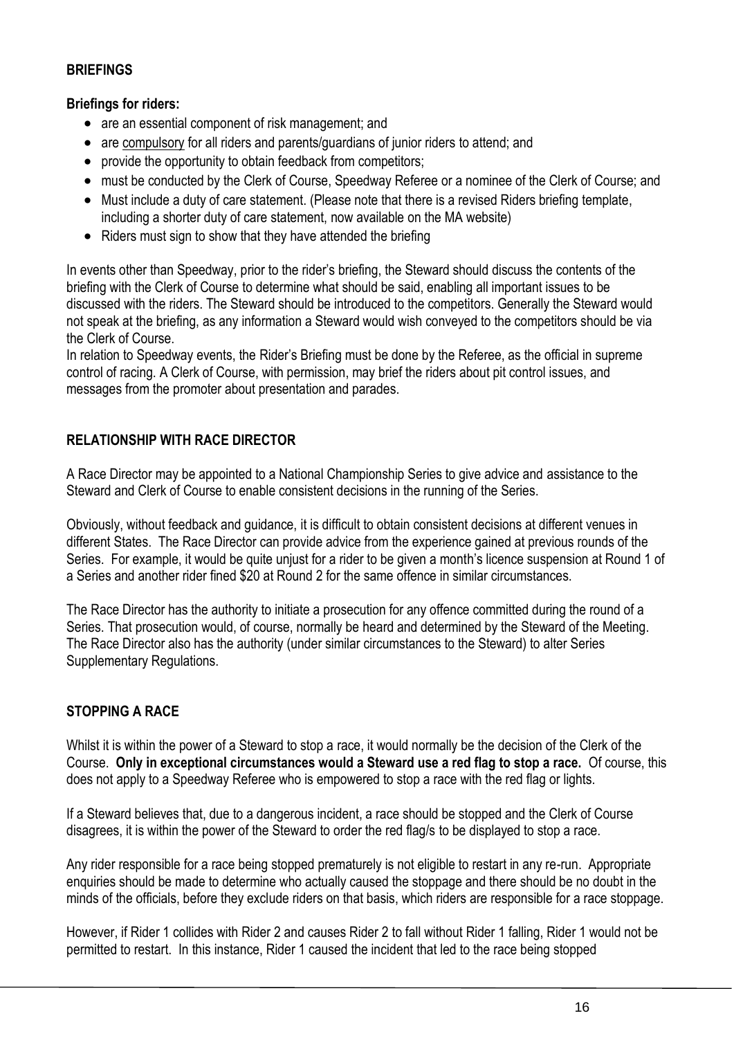## BRIEFINGS

**Briefings for riders:**

- are an essential component of risk management; and
- are compulsory for all riders and parents/guardians of junior riders to attend; and
- provide the opportunity to obtain feedback from competitors;
- must be conducted by the Clerk of Course, Speedway Referee or a nominee of the Clerk of Course; and
- Must include a duty of care statement. (Please note that there is a revised Riders briefing template, including a shorter duty of care statement, now available on the MA website)
- Riders must sign to show that they have attended the briefing

In events other than Speedway, prior to the rider's briefing, the Steward should discuss the contents of the briefing with the Clerk of Course to determine what should be said, enabling all important issues to be discussed with the riders. The Steward should be introduced to the competitors. Generally the Steward would not speak at the briefing, as any information a Steward would wish conveyed to the competitors should be via the Clerk of Course.

In relation to Speedway events, the Rider's Briefing must be done by the Referee, as the official in supreme control of racing. A Clerk of Course, with permission, may brief the riders about pit control issues, and messages from the promoter about presentation and parades.

## RELATIONSHIP WITH RACE DIRECTOR

A Race Director may be appointed to a National Championship Series to give advice and assistance to the Steward and Clerk of Course to enable consistent decisions in the running of the Series.

Obviously, without feedback and guidance, it is difficult to obtain consistent decisions at different venues in different States. The Race Director can provide advice from the experience gained at previous rounds of the Series. For example, it would be quite unjust for a rider to be given a month's licence suspension at Round 1 of a Series and another rider fined $20 at Round 2 for the same offence in similar circumstances.

The Race Director has the authority to initiate a prosecution for any offence committed during the round of a Series. That prosecution would, of course, normally be heard and determined by the Steward of the Meeting. The Race Director also has the authority (under similar circumstances to the Steward) to alter Series Supplementary Regulations.

## STOPPING A RACE

Whilst it is within the power of a Steward to stop a race, it would normally be the decision of the Clerk of the Course. **Only in exceptional circumstances would a Steward use a red flag to stop a race.** Of course, this does not apply to a Speedway Referee who is empowered to stop a race with the red flag or lights.

If a Steward believes that, due to a dangerous incident, a race should be stopped and the Clerk of Course disagrees, it is within the power of the Steward to order the red flag/s to be displayed to stop a race.

Any rider responsible for a race being stopped prematurely is not eligible to restart in any re-run. Appropriate enquiries should be made to determine who actually caused the stoppage and there should be no doubt in the minds of the officials, before they exclude riders on that basis, which riders are responsible for a race stoppage.

However, if Rider 1 collides with Rider 2 and causes Rider 2 to fall without Rider 1 falling, Rider 1 would not be permitted to restart. In this instance, Rider 1 caused the incident that led to the race being stopped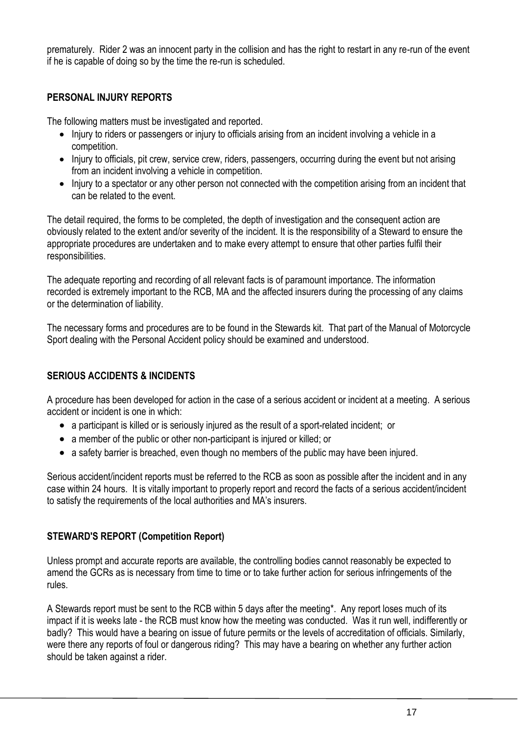prematurely. Rider 2 was an innocent party in the collision and has the right to restart in any re-run of the event if he is capable of doing so by the time the re-run is scheduled.

## PERSONAL INJURY REPORTS

The following matters must be investigated and reported.

- Injury to riders or passengers or injury to officials arising from an incident involving a vehicle in a competition.
- Injury to officials, pit crew, service crew, riders, passengers, occurring during the event but not arising from an incident involving a vehicle in competition.
- Injury to a spectator or any other person not connected with the competition arising from an incident that can be related to the event.

The detail required, the forms to be completed, the depth of investigation and the consequent action are obviously related to the extent and/or severity of the incident. It is the responsibility of a Steward to ensure the appropriate procedures are undertaken and to make every attempt to ensure that other parties fulfil their responsibilities.

The adequate reporting and recording of all relevant facts is of paramount importance. The information recorded is extremely important to the RCB, MA and the affected insurers during the processing of any claims or the determination of liability.

The necessary forms and procedures are to be found in the Stewards kit. That part of the Manual of Motorcycle Sport dealing with the Personal Accident policy should be examined and understood.

## SERIOUS ACCIDENTS & INCIDENTS

A procedure has been developed for action in the case of a serious accident or incident at a meeting. A serious accident or incident is one in which:

- a participant is killed or is seriously injured as the result of a sport-related incident; or
- a member of the public or other non-participant is injured or killed; or
- a safety barrier is breached, even though no members of the public may have been injured.

Serious accident/incident reports must be referred to the RCB as soon as possible after the incident and in any case within 24 hours. It is vitally important to properly report and record the facts of a serious accident/incident to satisfy the requirements of the local authorities and MA's insurers.

## STEWARD'S REPORT (Competition Report)

Unless prompt and accurate reports are available, the controlling bodies cannot reasonably be expected to amend the GCRs as is necessary from time to time or to take further action for serious infringements of the rules.

A Stewards report must be sent to the RCB within 5 days after the meeting*. Any report loses much of its impact if it is weeks late - the RCB must know how the meeting was conducted. Was it run well, indifferently or badly? This would have a bearing on issue of future permits or the levels of accreditation of officials. Similarly, were there any reports of foul or dangerous riding? This may have a bearing on whether any further action should be taken against a rider.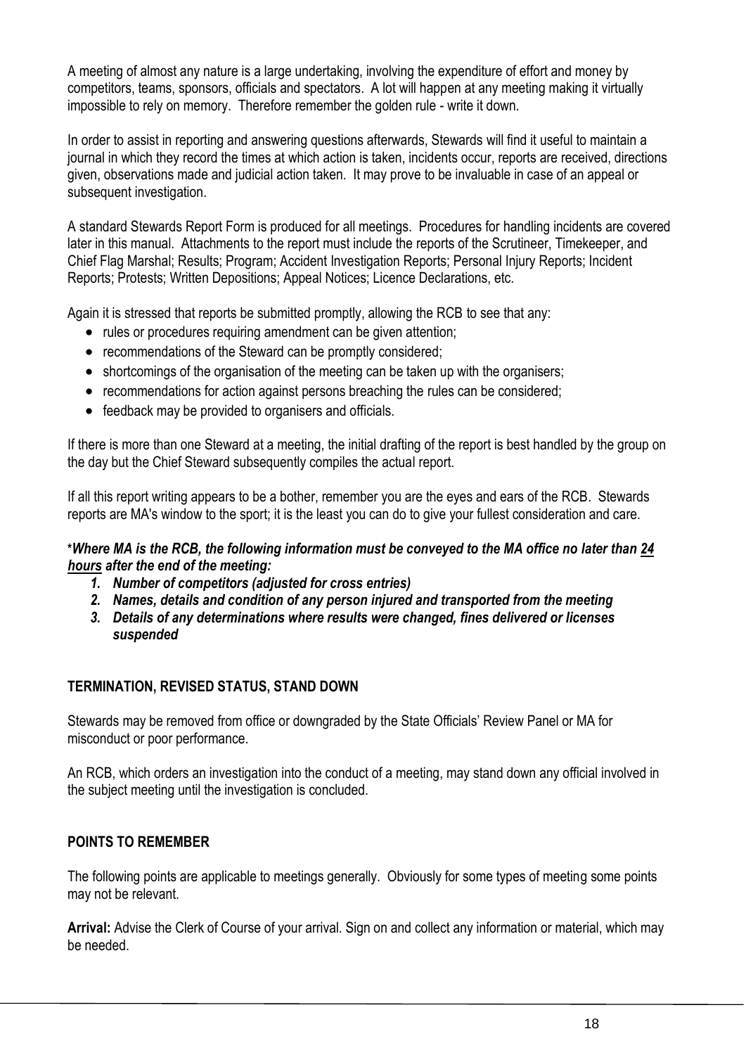A meeting of almost any nature is a large undertaking, involving the expenditure of effort and money by competitors, teams, sponsors, officials and spectators. A lot will happen at any meeting making it virtually impossible to rely on memory. Therefore remember the golden rule - write it down.

In order to assist in reporting and answering questions afterwards, Stewards will find it useful to maintain a journal in which they record the times at which action is taken, incidents occur, reports are received, directions given, observations made and judicial action taken. It may prove to be invaluable in case of an appeal or subsequent investigation.

A standard Stewards Report Form is produced for all meetings. Procedures for handling incidents are covered later in this manual. Attachments to the report must include the reports of the Scrutineer, Timekeeper, and Chief Flag Marshal; Results; Program; Accident Investigation Reports; Personal Injury Reports; Incident Reports; Protests; Written Depositions; Appeal Notices; Licence Declarations, etc.

Again it is stressed that reports be submitted promptly, allowing the RCB to see that any:

- rules or procedures requiring amendment can be given attention;
- recommendations of the Steward can be promptly considered;
- shortcomings of the organisation of the meeting can be taken up with the organisers;
- recommendations for action against persons breaching the rules can be considered;
- feedback may be provided to organisers and officials.

If there is more than one Steward at a meeting, the initial drafting of the report is best handled by the group on the day but the Chief Steward subsequently compiles the actual report.

If all this report writing appears to be a bother, remember you are the eyes and ears of the RCB. Stewards reports are MA's window to the sport; it is the least you can do to give your fullest consideration and care.

***Where MA is the RCB, the following information must be conveyed to the MA office no later than <u>24 hours</u> after the end of the meeting:***

1. ***Number of competitors (adjusted for cross entries)***
2. ***Names, details and condition of any person injured and transported from the meeting***
3. ***Details of any determinations where results were changed, fines delivered or licenses suspended***

## TERMINATION, REVISED STATUS, STAND DOWN

Stewards may be removed from office or downgraded by the State Officials' Review Panel or MA for misconduct or poor performance.

An RCB, which orders an investigation into the conduct of a meeting, may stand down any official involved in the subject meeting until the investigation is concluded.

## POINTS TO REMEMBER

The following points are applicable to meetings generally. Obviously for some types of meeting some points may not be relevant.

**Arrival:** Advise the Clerk of Course of your arrival. Sign on and collect any information or material, which may be needed.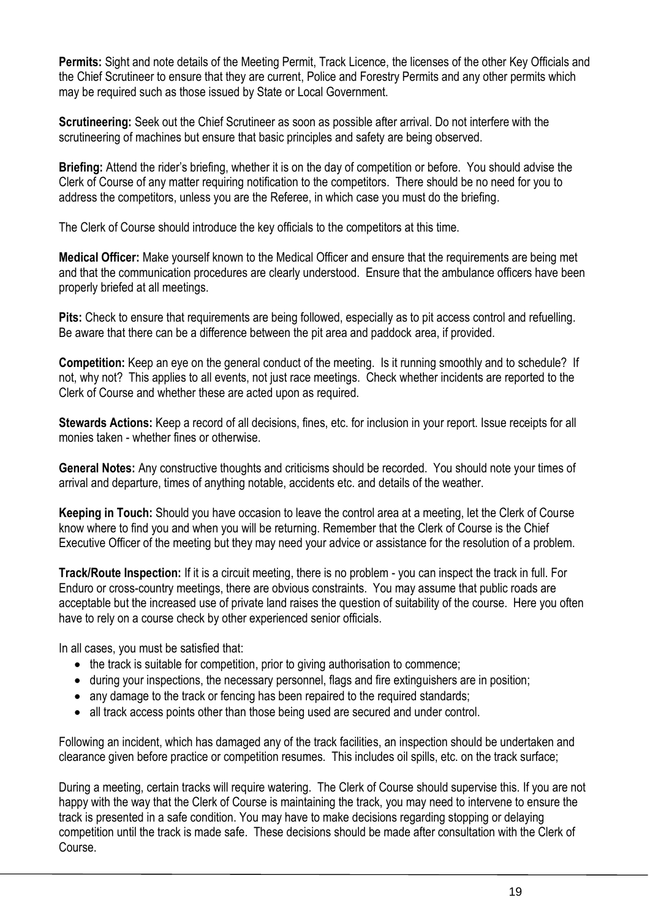**Permits:** Sight and note details of the Meeting Permit, Track Licence, the licenses of the other Key Officials and the Chief Scrutineer to ensure that they are current, Police and Forestry Permits and any other permits which may be required such as those issued by State or Local Government.

**Scrutineering:** Seek out the Chief Scrutineer as soon as possible after arrival. Do not interfere with the scrutineering of machines but ensure that basic principles and safety are being observed.

**Briefing:** Attend the rider's briefing, whether it is on the day of competition or before. You should advise the Clerk of Course of any matter requiring notification to the competitors. There should be no need for you to address the competitors, unless you are the Referee, in which case you must do the briefing.

The Clerk of Course should introduce the key officials to the competitors at this time.

**Medical Officer:** Make yourself known to the Medical Officer and ensure that the requirements are being met and that the communication procedures are clearly understood. Ensure that the ambulance officers have been properly briefed at all meetings.

**Pits:** Check to ensure that requirements are being followed, especially as to pit access control and refuelling. Be aware that there can be a difference between the pit area and paddock area, if provided.

**Competition:** Keep an eye on the general conduct of the meeting. Is it running smoothly and to schedule? If not, why not? This applies to all events, not just race meetings. Check whether incidents are reported to the Clerk of Course and whether these are acted upon as required.

**Stewards Actions:** Keep a record of all decisions, fines, etc. for inclusion in your report. Issue receipts for all monies taken - whether fines or otherwise.

**General Notes:** Any constructive thoughts and criticisms should be recorded. You should note your times of arrival and departure, times of anything notable, accidents etc. and details of the weather.

**Keeping in Touch:** Should you have occasion to leave the control area at a meeting, let the Clerk of Course know where to find you and when you will be returning. Remember that the Clerk of Course is the Chief Executive Officer of the meeting but they may need your advice or assistance for the resolution of a problem.

**Track/Route Inspection:** If it is a circuit meeting, there is no problem - you can inspect the track in full. For Enduro or cross-country meetings, there are obvious constraints. You may assume that public roads are acceptable but the increased use of private land raises the question of suitability of the course. Here you often have to rely on a course check by other experienced senior officials.

In all cases, you must be satisfied that:

- the track is suitable for competition, prior to giving authorisation to commence;
- during your inspections, the necessary personnel, flags and fire extinguishers are in position;
- any damage to the track or fencing has been repaired to the required standards;
- all track access points other than those being used are secured and under control.

Following an incident, which has damaged any of the track facilities, an inspection should be undertaken and clearance given before practice or competition resumes. This includes oil spills, etc. on the track surface;

During a meeting, certain tracks will require watering. The Clerk of Course should supervise this. If you are not happy with the way that the Clerk of Course is maintaining the track, you may need to intervene to ensure the track is presented in a safe condition. You may have to make decisions regarding stopping or delaying competition until the track is made safe. These decisions should be made after consultation with the Clerk of Course.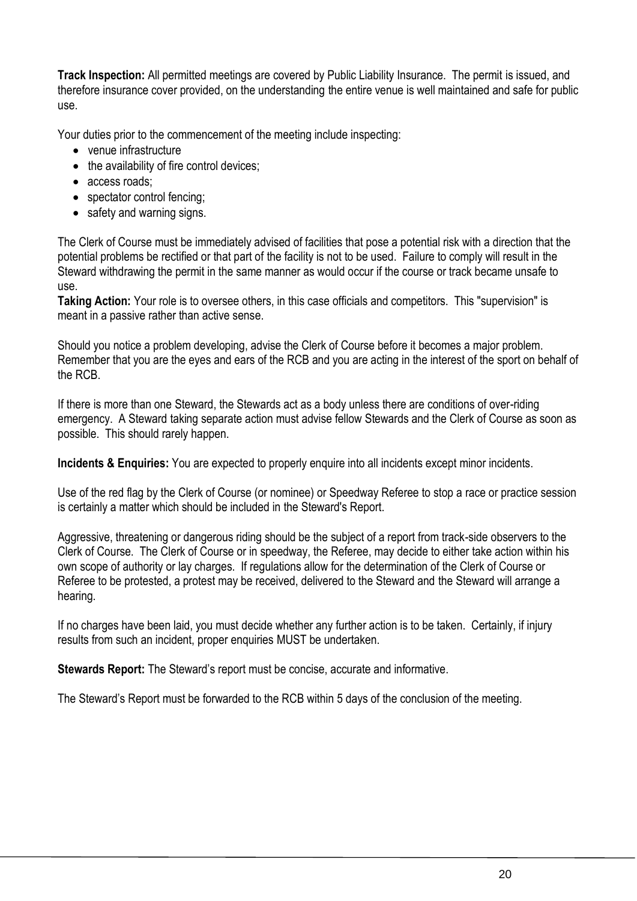**Track Inspection:** All permitted meetings are covered by Public Liability Insurance. The permit is issued, and therefore insurance cover provided, on the understanding the entire venue is well maintained and safe for public use.

Your duties prior to the commencement of the meeting include inspecting:

- venue infrastructure
- the availability of fire control devices;
- access roads;
- spectator control fencing;
- safety and warning signs.

The Clerk of Course must be immediately advised of facilities that pose a potential risk with a direction that the potential problems be rectified or that part of the facility is not to be used. Failure to comply will result in the Steward withdrawing the permit in the same manner as would occur if the course or track became unsafe to use.

**Taking Action:** Your role is to oversee others, in this case officials and competitors. This "supervision" is meant in a passive rather than active sense.

Should you notice a problem developing, advise the Clerk of Course before it becomes a major problem. Remember that you are the eyes and ears of the RCB and you are acting in the interest of the sport on behalf of the RCB.

If there is more than one Steward, the Stewards act as a body unless there are conditions of over-riding emergency. A Steward taking separate action must advise fellow Stewards and the Clerk of Course as soon as possible. This should rarely happen.

**Incidents & Enquiries:** You are expected to properly enquire into all incidents except minor incidents.

Use of the red flag by the Clerk of Course (or nominee) or Speedway Referee to stop a race or practice session is certainly a matter which should be included in the Steward's Report.

Aggressive, threatening or dangerous riding should be the subject of a report from track-side observers to the Clerk of Course. The Clerk of Course or in speedway, the Referee, may decide to either take action within his own scope of authority or lay charges. If regulations allow for the determination of the Clerk of Course or Referee to be protested, a protest may be received, delivered to the Steward and the Steward will arrange a hearing.

If no charges have been laid, you must decide whether any further action is to be taken. Certainly, if injury results from such an incident, proper enquiries MUST be undertaken.

**Stewards Report:** The Steward's report must be concise, accurate and informative.

The Steward's Report must be forwarded to the RCB within 5 days of the conclusion of the meeting.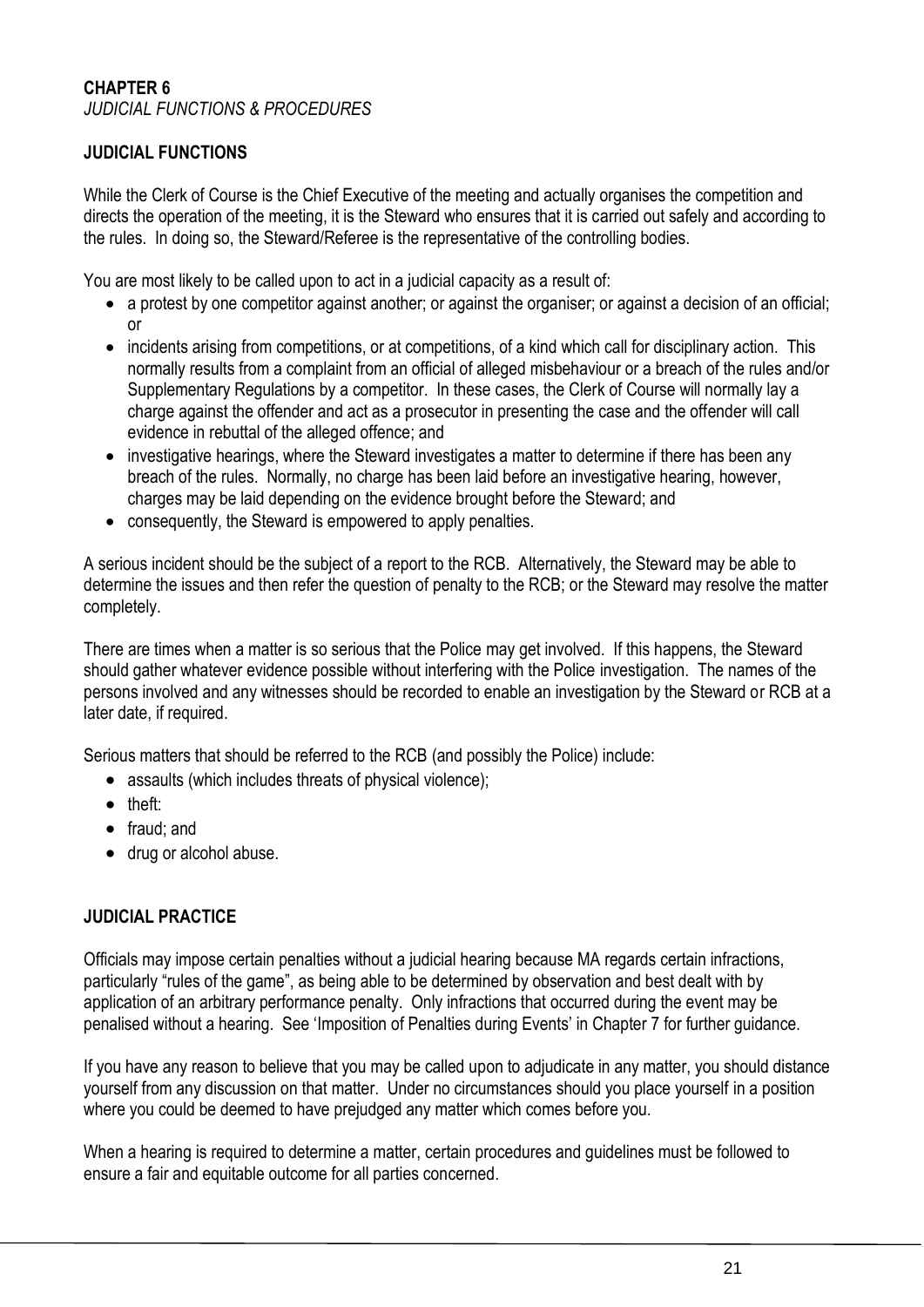# CHAPTER 6

*JUDICIAL FUNCTIONS & PROCEDURES*

## JUDICIAL FUNCTIONS

While the Clerk of Course is the Chief Executive of the meeting and actually organises the competition and directs the operation of the meeting, it is the Steward who ensures that it is carried out safely and according to the rules. In doing so, the Steward/Referee is the representative of the controlling bodies.

You are most likely to be called upon to act in a judicial capacity as a result of:

- a protest by one competitor against another; or against the organiser; or against a decision of an official; or
- incidents arising from competitions, or at competitions, of a kind which call for disciplinary action. This normally results from a complaint from an official of alleged misbehaviour or a breach of the rules and/or Supplementary Regulations by a competitor. In these cases, the Clerk of Course will normally lay a charge against the offender and act as a prosecutor in presenting the case and the offender will call evidence in rebuttal of the alleged offence; and
- investigative hearings, where the Steward investigates a matter to determine if there has been any breach of the rules. Normally, no charge has been laid before an investigative hearing, however, charges may be laid depending on the evidence brought before the Steward; and
- consequently, the Steward is empowered to apply penalties.

A serious incident should be the subject of a report to the RCB. Alternatively, the Steward may be able to determine the issues and then refer the question of penalty to the RCB; or the Steward may resolve the matter completely.

There are times when a matter is so serious that the Police may get involved. If this happens, the Steward should gather whatever evidence possible without interfering with the Police investigation. The names of the persons involved and any witnesses should be recorded to enable an investigation by the Steward or RCB at a later date, if required.

Serious matters that should be referred to the RCB (and possibly the Police) include:

- assaults (which includes threats of physical violence);
- theft:
- fraud; and
- drug or alcohol abuse.

## JUDICIAL PRACTICE

Officials may impose certain penalties without a judicial hearing because MA regards certain infractions, particularly "rules of the game", as being able to be determined by observation and best dealt with by application of an arbitrary performance penalty. Only infractions that occurred during the event may be penalised without a hearing. See 'Imposition of Penalties during Events' in Chapter 7 for further guidance.

If you have any reason to believe that you may be called upon to adjudicate in any matter, you should distance yourself from any discussion on that matter. Under no circumstances should you place yourself in a position where you could be deemed to have prejudged any matter which comes before you.

When a hearing is required to determine a matter, certain procedures and guidelines must be followed to ensure a fair and equitable outcome for all parties concerned.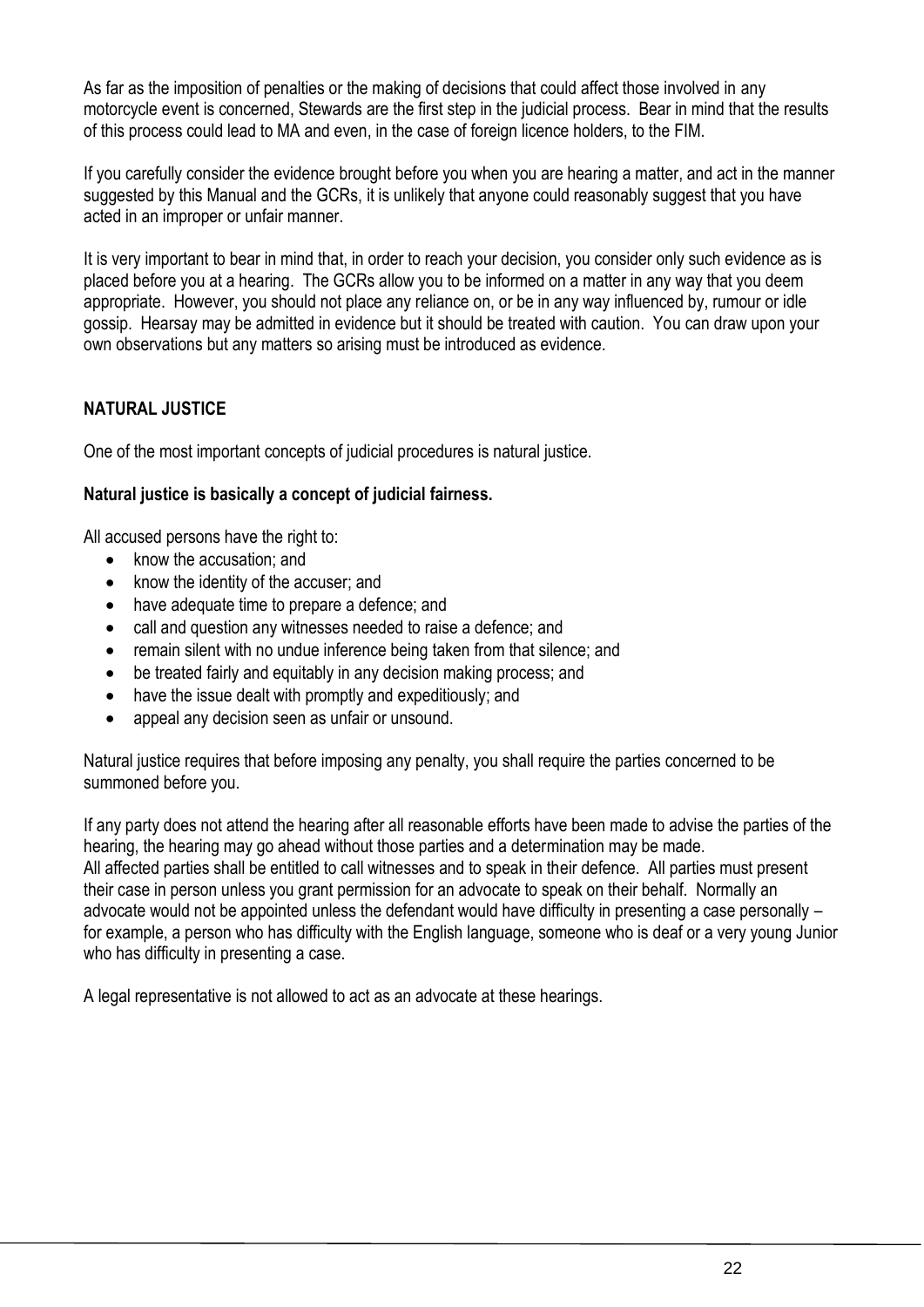As far as the imposition of penalties or the making of decisions that could affect those involved in any motorcycle event is concerned, Stewards are the first step in the judicial process. Bear in mind that the results of this process could lead to MA and even, in the case of foreign licence holders, to the FIM.

If you carefully consider the evidence brought before you when you are hearing a matter, and act in the manner suggested by this Manual and the GCRs, it is unlikely that anyone could reasonably suggest that you have acted in an improper or unfair manner.

It is very important to bear in mind that, in order to reach your decision, you consider only such evidence as is placed before you at a hearing. The GCRs allow you to be informed on a matter in any way that you deem appropriate. However, you should not place any reliance on, or be in any way influenced by, rumour or idle gossip. Hearsay may be admitted in evidence but it should be treated with caution. You can draw upon your own observations but any matters so arising must be introduced as evidence.

## NATURAL JUSTICE

One of the most important concepts of judicial procedures is natural justice.

**Natural justice is basically a concept of judicial fairness.**

All accused persons have the right to:

- know the accusation; and
- know the identity of the accuser; and
- have adequate time to prepare a defence; and
- call and question any witnesses needed to raise a defence; and
- remain silent with no undue inference being taken from that silence; and
- be treated fairly and equitably in any decision making process; and
- have the issue dealt with promptly and expeditiously; and
- appeal any decision seen as unfair or unsound.

Natural justice requires that before imposing any penalty, you shall require the parties concerned to be summoned before you.

If any party does not attend the hearing after all reasonable efforts have been made to advise the parties of the hearing, the hearing may go ahead without those parties and a determination may be made.
All affected parties shall be entitled to call witnesses and to speak in their defence. All parties must present their case in person unless you grant permission for an advocate to speak on their behalf. Normally an advocate would not be appointed unless the defendant would have difficulty in presenting a case personally – for example, a person who has difficulty with the English language, someone who is deaf or a very young Junior who has difficulty in presenting a case.

A legal representative is not allowed to act as an advocate at these hearings.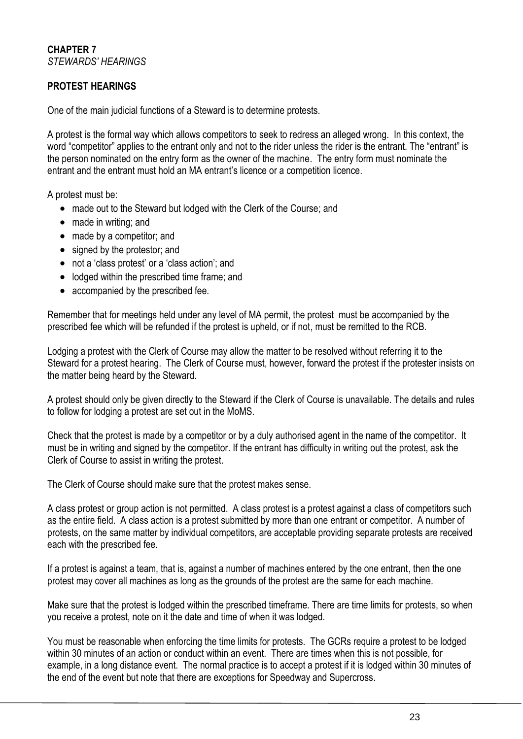# CHAPTER 7

*STEWARDS' HEARINGS*

## PROTEST HEARINGS

One of the main judicial functions of a Steward is to determine protests.

A protest is the formal way which allows competitors to seek to redress an alleged wrong. In this context, the word "competitor" applies to the entrant only and not to the rider unless the rider is the entrant. The "entrant" is the person nominated on the entry form as the owner of the machine. The entry form must nominate the entrant and the entrant must hold an MA entrant's licence or a competition licence.

A protest must be:

- made out to the Steward but lodged with the Clerk of the Course; and
- made in writing; and
- made by a competitor; and
- signed by the protestor; and
- not a 'class protest' or a 'class action'; and
- lodged within the prescribed time frame; and
- accompanied by the prescribed fee.

Remember that for meetings held under any level of MA permit, the protest must be accompanied by the prescribed fee which will be refunded if the protest is upheld, or if not, must be remitted to the RCB.

Lodging a protest with the Clerk of Course may allow the matter to be resolved without referring it to the Steward for a protest hearing. The Clerk of Course must, however, forward the protest if the protester insists on the matter being heard by the Steward.

A protest should only be given directly to the Steward if the Clerk of Course is unavailable. The details and rules to follow for lodging a protest are set out in the MoMS.

Check that the protest is made by a competitor or by a duly authorised agent in the name of the competitor. It must be in writing and signed by the competitor. If the entrant has difficulty in writing out the protest, ask the Clerk of Course to assist in writing the protest.

The Clerk of Course should make sure that the protest makes sense.

A class protest or group action is not permitted. A class protest is a protest against a class of competitors such as the entire field. A class action is a protest submitted by more than one entrant or competitor. A number of protests, on the same matter by individual competitors, are acceptable providing separate protests are received each with the prescribed fee.

If a protest is against a team, that is, against a number of machines entered by the one entrant, then the one protest may cover all machines as long as the grounds of the protest are the same for each machine.

Make sure that the protest is lodged within the prescribed timeframe. There are time limits for protests, so when you receive a protest, note on it the date and time of when it was lodged.

You must be reasonable when enforcing the time limits for protests. The GCRs require a protest to be lodged within 30 minutes of an action or conduct within an event. There are times when this is not possible, for example, in a long distance event. The normal practice is to accept a protest if it is lodged within 30 minutes of the end of the event but note that there are exceptions for Speedway and Supercross.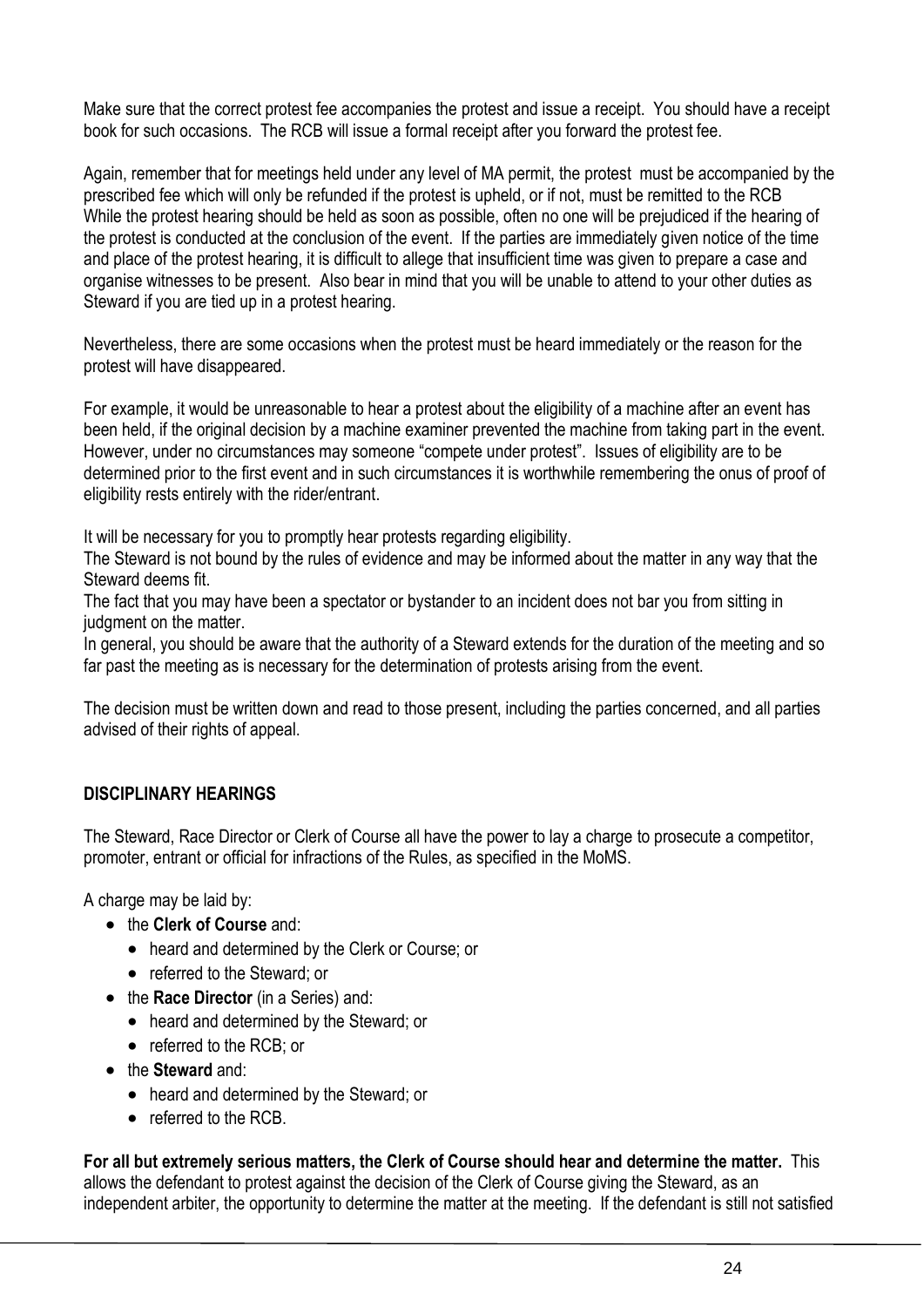Make sure that the correct protest fee accompanies the protest and issue a receipt. You should have a receipt book for such occasions. The RCB will issue a formal receipt after you forward the protest fee.

Again, remember that for meetings held under any level of MA permit, the protest must be accompanied by the prescribed fee which will only be refunded if the protest is upheld, or if not, must be remitted to the RCB
While the protest hearing should be held as soon as possible, often no one will be prejudiced if the hearing of the protest is conducted at the conclusion of the event. If the parties are immediately given notice of the time and place of the protest hearing, it is difficult to allege that insufficient time was given to prepare a case and organise witnesses to be present. Also bear in mind that you will be unable to attend to your other duties as Steward if you are tied up in a protest hearing.

Nevertheless, there are some occasions when the protest must be heard immediately or the reason for the protest will have disappeared.

For example, it would be unreasonable to hear a protest about the eligibility of a machine after an event has been held, if the original decision by a machine examiner prevented the machine from taking part in the event. However, under no circumstances may someone "compete under protest". Issues of eligibility are to be determined prior to the first event and in such circumstances it is worthwhile remembering the onus of proof of eligibility rests entirely with the rider/entrant.

It will be necessary for you to promptly hear protests regarding eligibility.
The Steward is not bound by the rules of evidence and may be informed about the matter in any way that the Steward deems fit.
The fact that you may have been a spectator or bystander to an incident does not bar you from sitting in judgment on the matter.
In general, you should be aware that the authority of a Steward extends for the duration of the meeting and so far past the meeting as is necessary for the determination of protests arising from the event.

The decision must be written down and read to those present, including the parties concerned, and all parties advised of their rights of appeal.

## DISCIPLINARY HEARINGS

The Steward, Race Director or Clerk of Course all have the power to lay a charge to prosecute a competitor, promoter, entrant or official for infractions of the Rules, as specified in the MoMS.

A charge may be laid by:

- the **Clerk of Course** and:
  - heard and determined by the Clerk or Course; or
  - referred to the Steward; or
- the **Race Director** (in a Series) and:
  - heard and determined by the Steward; or
  - referred to the RCB; or
- the **Steward** and:
  - heard and determined by the Steward; or
  - referred to the RCB.

**For all but extremely serious matters, the Clerk of Course should hear and determine the matter.** This allows the defendant to protest against the decision of the Clerk of Course giving the Steward, as an independent arbiter, the opportunity to determine the matter at the meeting. If the defendant is still not satisfied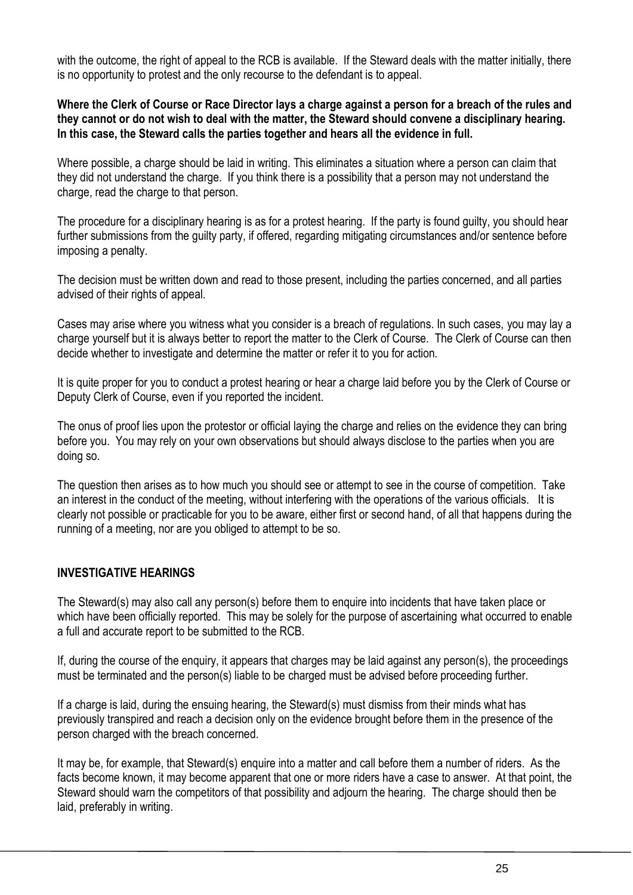with the outcome, the right of appeal to the RCB is available. If the Steward deals with the matter initially, there is no opportunity to protest and the only recourse to the defendant is to appeal.

**Where the Clerk of Course or Race Director lays a charge against a person for a breach of the rules and they cannot or do not wish to deal with the matter, the Steward should convene a disciplinary hearing. In this case, the Steward calls the parties together and hears all the evidence in full.**

Where possible, a charge should be laid in writing. This eliminates a situation where a person can claim that they did not understand the charge. If you think there is a possibility that a person may not understand the charge, read the charge to that person.

The procedure for a disciplinary hearing is as for a protest hearing. If the party is found guilty, you should hear further submissions from the guilty party, if offered, regarding mitigating circumstances and/or sentence before imposing a penalty.

The decision must be written down and read to those present, including the parties concerned, and all parties advised of their rights of appeal.

Cases may arise where you witness what you consider is a breach of regulations. In such cases, you may lay a charge yourself but it is always better to report the matter to the Clerk of Course. The Clerk of Course can then decide whether to investigate and determine the matter or refer it to you for action.

It is quite proper for you to conduct a protest hearing or hear a charge laid before you by the Clerk of Course or Deputy Clerk of Course, even if you reported the incident.

The onus of proof lies upon the protestor or official laying the charge and relies on the evidence they can bring before you. You may rely on your own observations but should always disclose to the parties when you are doing so.

The question then arises as to how much you should see or attempt to see in the course of competition. Take an interest in the conduct of the meeting, without interfering with the operations of the various officials. It is clearly not possible or practicable for you to be aware, either first or second hand, of all that happens during the running of a meeting, nor are you obliged to attempt to be so.

## INVESTIGATIVE HEARINGS

The Steward(s) may also call any person(s) before them to enquire into incidents that have taken place or which have been officially reported. This may be solely for the purpose of ascertaining what occurred to enable a full and accurate report to be submitted to the RCB.

If, during the course of the enquiry, it appears that charges may be laid against any person(s), the proceedings must be terminated and the person(s) liable to be charged must be advised before proceeding further.

If a charge is laid, during the ensuing hearing, the Steward(s) must dismiss from their minds what has previously transpired and reach a decision only on the evidence brought before them in the presence of the person charged with the breach concerned.

It may be, for example, that Steward(s) enquire into a matter and call before them a number of riders. As the facts become known, it may become apparent that one or more riders have a case to answer. At that point, the Steward should warn the competitors of that possibility and adjourn the hearing. The charge should then be laid, preferably in writing.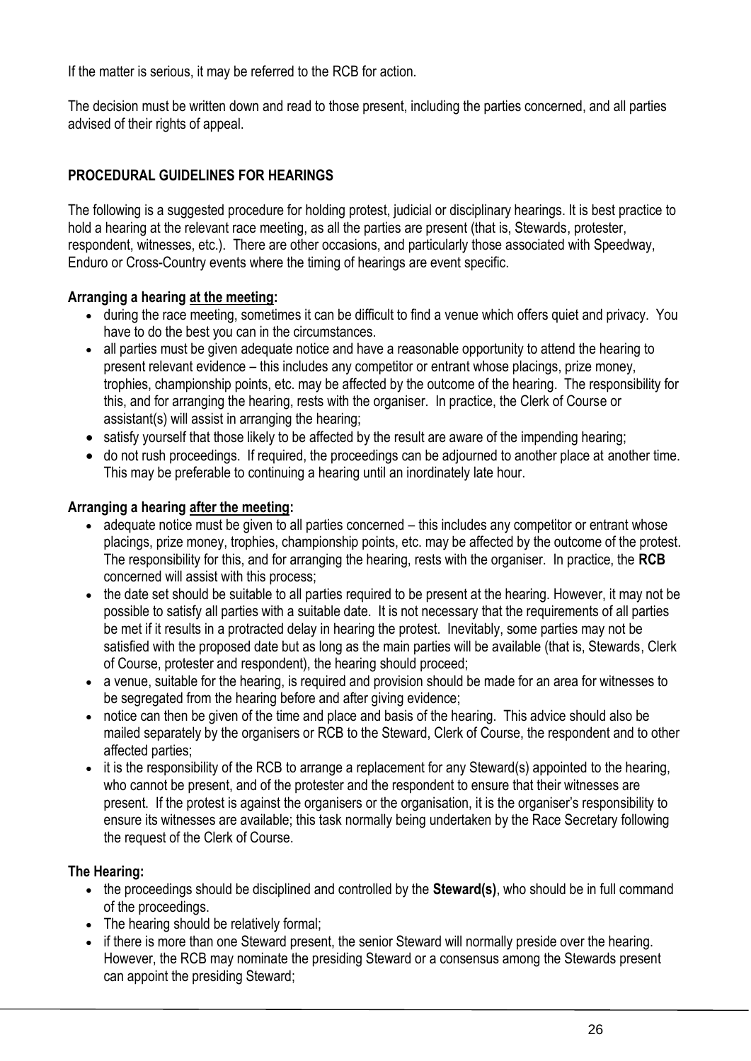If the matter is serious, it may be referred to the RCB for action.

The decision must be written down and read to those present, including the parties concerned, and all parties advised of their rights of appeal.

## PROCEDURAL GUIDELINES FOR HEARINGS

The following is a suggested procedure for holding protest, judicial or disciplinary hearings. It is best practice to hold a hearing at the relevant race meeting, as all the parties are present (that is, Stewards, protester, respondent, witnesses, etc.). There are other occasions, and particularly those associated with Speedway, Enduro or Cross-Country events where the timing of hearings are event specific.

### Arranging a hearing <u>at the meeting</u>:

- during the race meeting, sometimes it can be difficult to find a venue which offers quiet and privacy. You have to do the best you can in the circumstances.
- all parties must be given adequate notice and have a reasonable opportunity to attend the hearing to present relevant evidence – this includes any competitor or entrant whose placings, prize money, trophies, championship points, etc. may be affected by the outcome of the hearing. The responsibility for this, and for arranging the hearing, rests with the organiser. In practice, the Clerk of Course or assistant(s) will assist in arranging the hearing;
- satisfy yourself that those likely to be affected by the result are aware of the impending hearing;
- do not rush proceedings. If required, the proceedings can be adjourned to another place at another time. This may be preferable to continuing a hearing until an inordinately late hour.

### Arranging a hearing <u>after the meeting</u>:

- adequate notice must be given to all parties concerned – this includes any competitor or entrant whose placings, prize money, trophies, championship points, etc. may be affected by the outcome of the protest. The responsibility for this, and for arranging the hearing, rests with the organiser. In practice, the **RCB** concerned will assist with this process;
- the date set should be suitable to all parties required to be present at the hearing. However, it may not be possible to satisfy all parties with a suitable date. It is not necessary that the requirements of all parties be met if it results in a protracted delay in hearing the protest. Inevitably, some parties may not be satisfied with the proposed date but as long as the main parties will be available (that is, Stewards, Clerk of Course, protester and respondent), the hearing should proceed;
- a venue, suitable for the hearing, is required and provision should be made for an area for witnesses to be segregated from the hearing before and after giving evidence;
- notice can then be given of the time and place and basis of the hearing. This advice should also be mailed separately by the organisers or RCB to the Steward, Clerk of Course, the respondent and to other affected parties;
- it is the responsibility of the RCB to arrange a replacement for any Steward(s) appointed to the hearing, who cannot be present, and of the protester and the respondent to ensure that their witnesses are present. If the protest is against the organisers or the organisation, it is the organiser's responsibility to ensure its witnesses are available; this task normally being undertaken by the Race Secretary following the request of the Clerk of Course.

### The Hearing:

- the proceedings should be disciplined and controlled by the **Steward(s)**, who should be in full command of the proceedings.
- The hearing should be relatively formal;
- if there is more than one Steward present, the senior Steward will normally preside over the hearing. However, the RCB may nominate the presiding Steward or a consensus among the Stewards present can appoint the presiding Steward;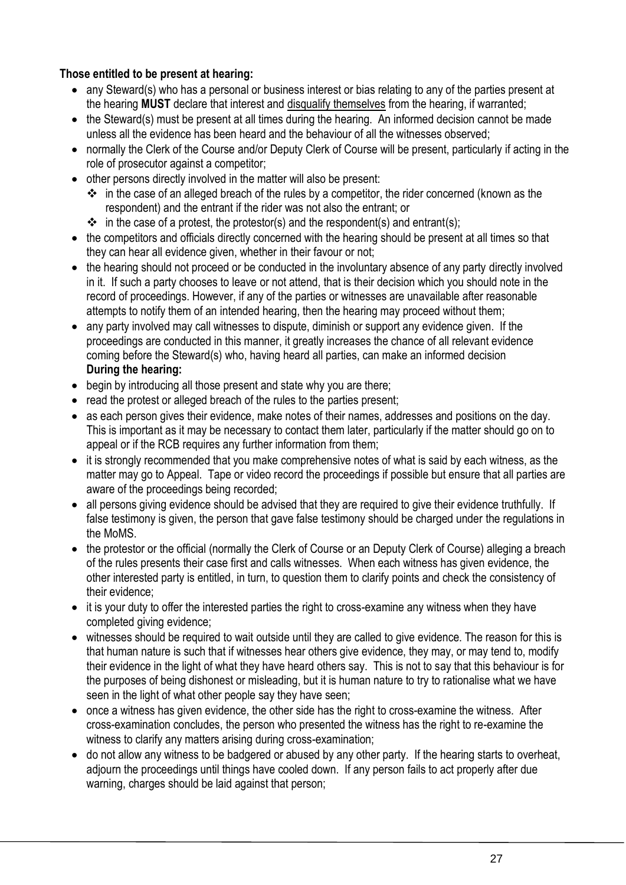**Those entitled to be present at hearing:**

- any Steward(s) who has a personal or business interest or bias relating to any of the parties present at the hearing **MUST** declare that interest and <u>disqualify themselves</u> from the hearing, if warranted;
- the Steward(s) must be present at all times during the hearing. An informed decision cannot be made unless all the evidence has been heard and the behaviour of all the witnesses observed;
- normally the Clerk of the Course and/or Deputy Clerk of Course will be present, particularly if acting in the role of prosecutor against a competitor;
- other persons directly involved in the matter will also be present:
  - in the case of an alleged breach of the rules by a competitor, the rider concerned (known as the respondent) and the entrant if the rider was not also the entrant; or
  - in the case of a protest, the protestor(s) and the respondent(s) and entrant(s);
- the competitors and officials directly concerned with the hearing should be present at all times so that they can hear all evidence given, whether in their favour or not;
- the hearing should not proceed or be conducted in the involuntary absence of any party directly involved in it. If such a party chooses to leave or not attend, that is their decision which you should note in the record of proceedings. However, if any of the parties or witnesses are unavailable after reasonable attempts to notify them of an intended hearing, then the hearing may proceed without them;
- any party involved may call witnesses to dispute, diminish or support any evidence given. If the proceedings are conducted in this manner, it greatly increases the chance of all relevant evidence coming before the Steward(s) who, having heard all parties, can make an informed decision

**During the hearing:**

- begin by introducing all those present and state why you are there;
- read the protest or alleged breach of the rules to the parties present;
- as each person gives their evidence, make notes of their names, addresses and positions on the day. This is important as it may be necessary to contact them later, particularly if the matter should go on to appeal or if the RCB requires any further information from them;
- it is strongly recommended that you make comprehensive notes of what is said by each witness, as the matter may go to Appeal. Tape or video record the proceedings if possible but ensure that all parties are aware of the proceedings being recorded;
- all persons giving evidence should be advised that they are required to give their evidence truthfully. If false testimony is given, the person that gave false testimony should be charged under the regulations in the MoMS.
- the protestor or the official (normally the Clerk of Course or an Deputy Clerk of Course) alleging a breach of the rules presents their case first and calls witnesses. When each witness has given evidence, the other interested party is entitled, in turn, to question them to clarify points and check the consistency of their evidence;
- it is your duty to offer the interested parties the right to cross-examine any witness when they have completed giving evidence;
- witnesses should be required to wait outside until they are called to give evidence. The reason for this is that human nature is such that if witnesses hear others give evidence, they may, or may tend to, modify their evidence in the light of what they have heard others say. This is not to say that this behaviour is for the purposes of being dishonest or misleading, but it is human nature to try to rationalise what we have seen in the light of what other people say they have seen;
- once a witness has given evidence, the other side has the right to cross-examine the witness. After cross-examination concludes, the person who presented the witness has the right to re-examine the witness to clarify any matters arising during cross-examination;
- do not allow any witness to be badgered or abused by any other party. If the hearing starts to overheat, adjourn the proceedings until things have cooled down. If any person fails to act properly after due warning, charges should be laid against that person;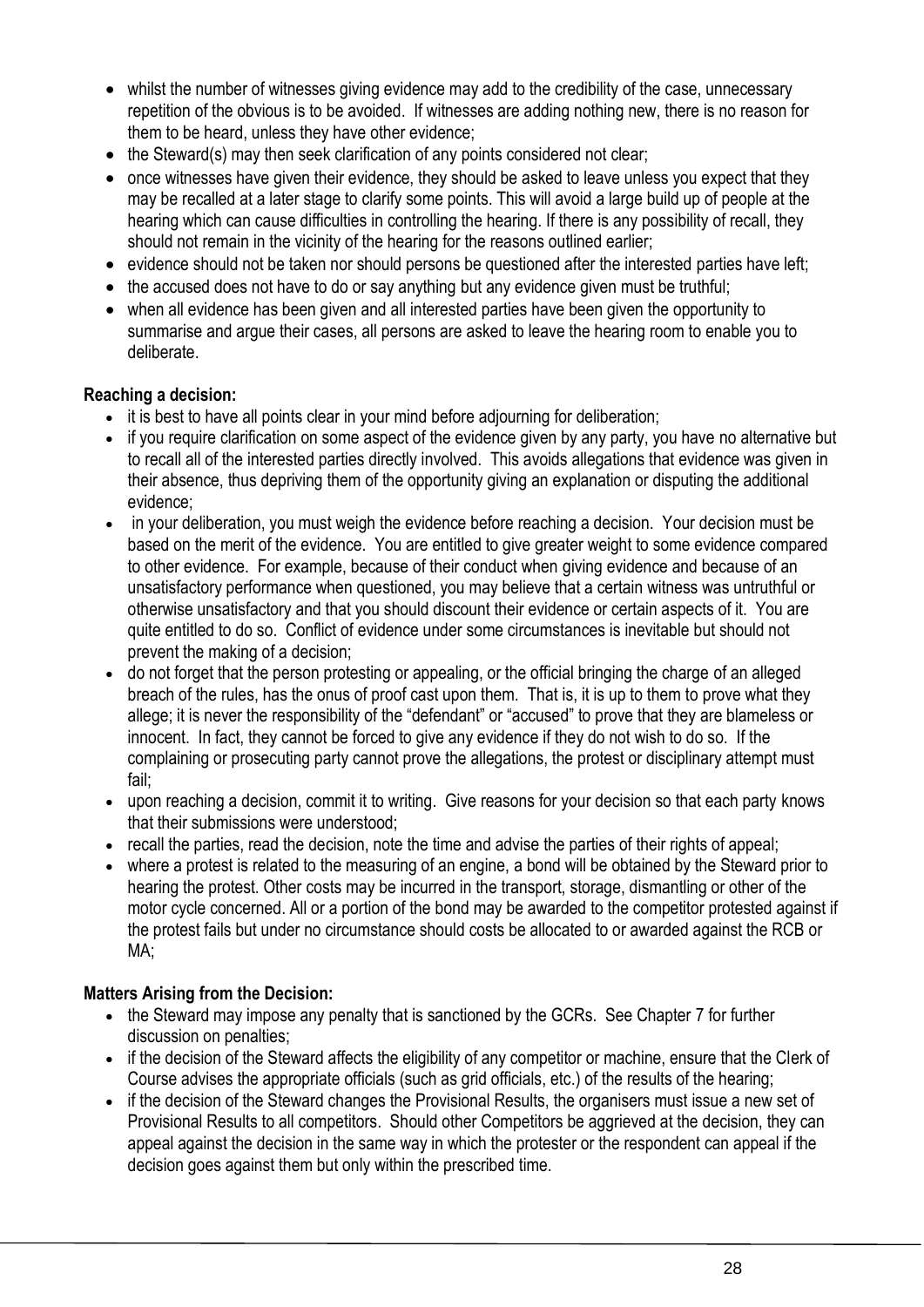- whilst the number of witnesses giving evidence may add to the credibility of the case, unnecessary repetition of the obvious is to be avoided. If witnesses are adding nothing new, there is no reason for them to be heard, unless they have other evidence;
- the Steward(s) may then seek clarification of any points considered not clear;
- once witnesses have given their evidence, they should be asked to leave unless you expect that they may be recalled at a later stage to clarify some points. This will avoid a large build up of people at the hearing which can cause difficulties in controlling the hearing. If there is any possibility of recall, they should not remain in the vicinity of the hearing for the reasons outlined earlier;
- evidence should not be taken nor should persons be questioned after the interested parties have left;
- the accused does not have to do or say anything but any evidence given must be truthful;
- when all evidence has been given and all interested parties have been given the opportunity to summarise and argue their cases, all persons are asked to leave the hearing room to enable you to deliberate.

**Reaching a decision:**

- it is best to have all points clear in your mind before adjourning for deliberation;
- if you require clarification on some aspect of the evidence given by any party, you have no alternative but to recall all of the interested parties directly involved. This avoids allegations that evidence was given in their absence, thus depriving them of the opportunity giving an explanation or disputing the additional evidence;
- in your deliberation, you must weigh the evidence before reaching a decision. Your decision must be based on the merit of the evidence. You are entitled to give greater weight to some evidence compared to other evidence. For example, because of their conduct when giving evidence and because of an unsatisfactory performance when questioned, you may believe that a certain witness was untruthful or otherwise unsatisfactory and that you should discount their evidence or certain aspects of it. You are quite entitled to do so. Conflict of evidence under some circumstances is inevitable but should not prevent the making of a decision;
- do not forget that the person protesting or appealing, or the official bringing the charge of an alleged breach of the rules, has the onus of proof cast upon them. That is, it is up to them to prove what they allege; it is never the responsibility of the "defendant" or "accused" to prove that they are blameless or innocent. In fact, they cannot be forced to give any evidence if they do not wish to do so. If the complaining or prosecuting party cannot prove the allegations, the protest or disciplinary attempt must fail;
- upon reaching a decision, commit it to writing. Give reasons for your decision so that each party knows that their submissions were understood;
- recall the parties, read the decision, note the time and advise the parties of their rights of appeal;
- where a protest is related to the measuring of an engine, a bond will be obtained by the Steward prior to hearing the protest. Other costs may be incurred in the transport, storage, dismantling or other of the motor cycle concerned. All or a portion of the bond may be awarded to the competitor protested against if the protest fails but under no circumstance should costs be allocated to or awarded against the RCB or MA;

**Matters Arising from the Decision:**

- the Steward may impose any penalty that is sanctioned by the GCRs. See Chapter 7 for further discussion on penalties;
- if the decision of the Steward affects the eligibility of any competitor or machine, ensure that the Clerk of Course advises the appropriate officials (such as grid officials, etc.) of the results of the hearing;
- if the decision of the Steward changes the Provisional Results, the organisers must issue a new set of Provisional Results to all competitors. Should other Competitors be aggrieved at the decision, they can appeal against the decision in the same way in which the protester or the respondent can appeal if the decision goes against them but only within the prescribed time.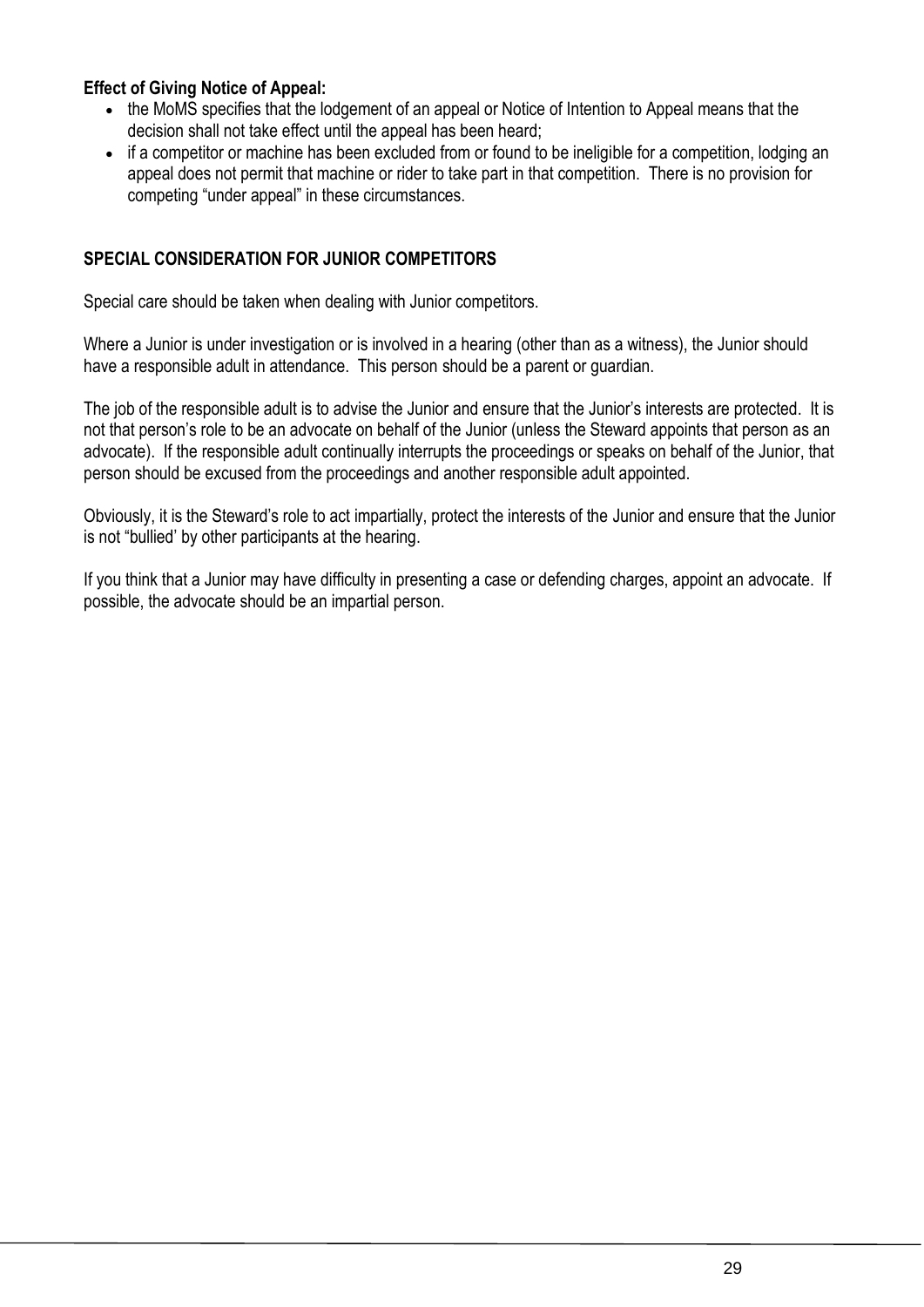**Effect of Giving Notice of Appeal:**

- the MoMS specifies that the lodgement of an appeal or Notice of Intention to Appeal means that the decision shall not take effect until the appeal has been heard;
- if a competitor or machine has been excluded from or found to be ineligible for a competition, lodging an appeal does not permit that machine or rider to take part in that competition. There is no provision for competing "under appeal" in these circumstances.

## SPECIAL CONSIDERATION FOR JUNIOR COMPETITORS

Special care should be taken when dealing with Junior competitors.

Where a Junior is under investigation or is involved in a hearing (other than as a witness), the Junior should have a responsible adult in attendance. This person should be a parent or guardian.

The job of the responsible adult is to advise the Junior and ensure that the Junior's interests are protected. It is not that person's role to be an advocate on behalf of the Junior (unless the Steward appoints that person as an advocate). If the responsible adult continually interrupts the proceedings or speaks on behalf of the Junior, that person should be excused from the proceedings and another responsible adult appointed.

Obviously, it is the Steward's role to act impartially, protect the interests of the Junior and ensure that the Junior is not "bullied' by other participants at the hearing.

If you think that a Junior may have difficulty in presenting a case or defending charges, appoint an advocate. If possible, the advocate should be an impartial person.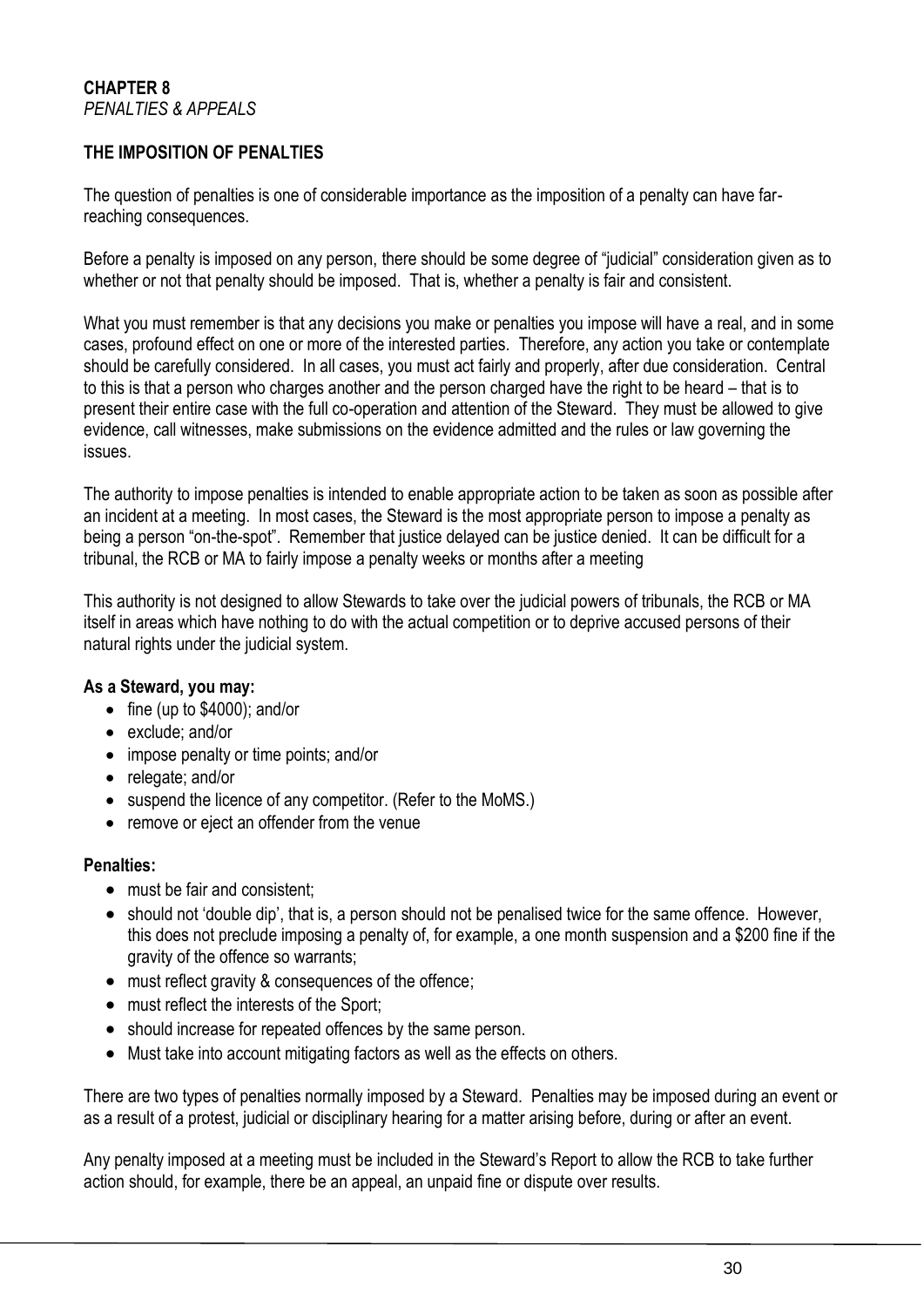# CHAPTER 8

*PENALTIES & APPEALS*

## THE IMPOSITION OF PENALTIES

The question of penalties is one of considerable importance as the imposition of a penalty can have far-reaching consequences.

Before a penalty is imposed on any person, there should be some degree of "judicial" consideration given as to whether or not that penalty should be imposed. That is, whether a penalty is fair and consistent.

What you must remember is that any decisions you make or penalties you impose will have a real, and in some cases, profound effect on one or more of the interested parties. Therefore, any action you take or contemplate should be carefully considered. In all cases, you must act fairly and properly, after due consideration. Central to this is that a person who charges another and the person charged have the right to be heard – that is to present their entire case with the full co-operation and attention of the Steward. They must be allowed to give evidence, call witnesses, make submissions on the evidence admitted and the rules or law governing the issues.

The authority to impose penalties is intended to enable appropriate action to be taken as soon as possible after an incident at a meeting. In most cases, the Steward is the most appropriate person to impose a penalty as being a person "on-the-spot". Remember that justice delayed can be justice denied. It can be difficult for a tribunal, the RCB or MA to fairly impose a penalty weeks or months after a meeting

This authority is not designed to allow Stewards to take over the judicial powers of tribunals, the RCB or MA itself in areas which have nothing to do with the actual competition or to deprive accused persons of their natural rights under the judicial system.

**As a Steward, you may:**

- fine (up to $4000); and/or
- exclude; and/or
- impose penalty or time points; and/or
- relegate; and/or
- suspend the licence of any competitor. (Refer to the MoMS.)
- remove or eject an offender from the venue

**Penalties:**

- must be fair and consistent;
- should not 'double dip', that is, a person should not be penalised twice for the same offence. However, this does not preclude imposing a penalty of, for example, a one month suspension and a $200 fine if the gravity of the offence so warrants;
- must reflect gravity & consequences of the offence;
- must reflect the interests of the Sport;
- should increase for repeated offences by the same person.
- Must take into account mitigating factors as well as the effects on others.

There are two types of penalties normally imposed by a Steward. Penalties may be imposed during an event or as a result of a protest, judicial or disciplinary hearing for a matter arising before, during or after an event.

Any penalty imposed at a meeting must be included in the Steward's Report to allow the RCB to take further action should, for example, there be an appeal, an unpaid fine or dispute over results.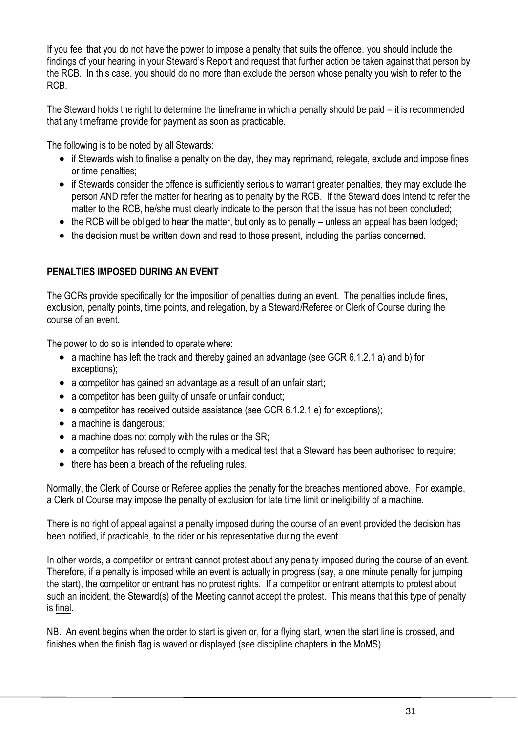If you feel that you do not have the power to impose a penalty that suits the offence, you should include the findings of your hearing in your Steward's Report and request that further action be taken against that person by the RCB. In this case, you should do no more than exclude the person whose penalty you wish to refer to the RCB.

The Steward holds the right to determine the timeframe in which a penalty should be paid – it is recommended that any timeframe provide for payment as soon as practicable.

The following is to be noted by all Stewards:

- if Stewards wish to finalise a penalty on the day, they may reprimand, relegate, exclude and impose fines or time penalties;
- if Stewards consider the offence is sufficiently serious to warrant greater penalties, they may exclude the person AND refer the matter for hearing as to penalty by the RCB. If the Steward does intend to refer the matter to the RCB, he/she must clearly indicate to the person that the issue has not been concluded;
- the RCB will be obliged to hear the matter, but only as to penalty – unless an appeal has been lodged;
- the decision must be written down and read to those present, including the parties concerned.

**PENALTIES IMPOSED DURING AN EVENT**

The GCRs provide specifically for the imposition of penalties during an event. The penalties include fines, exclusion, penalty points, time points, and relegation, by a Steward/Referee or Clerk of Course during the course of an event.

The power to do so is intended to operate where:

- a machine has left the track and thereby gained an advantage (see GCR 6.1.2.1 a) and b) for exceptions);
- a competitor has gained an advantage as a result of an unfair start;
- a competitor has been guilty of unsafe or unfair conduct;
- a competitor has received outside assistance (see GCR 6.1.2.1 e) for exceptions);
- a machine is dangerous;
- a machine does not comply with the rules or the SR;
- a competitor has refused to comply with a medical test that a Steward has been authorised to require;
- there has been a breach of the refueling rules.

Normally, the Clerk of Course or Referee applies the penalty for the breaches mentioned above. For example, a Clerk of Course may impose the penalty of exclusion for late time limit or ineligibility of a machine.

There is no right of appeal against a penalty imposed during the course of an event provided the decision has been notified, if practicable, to the rider or his representative during the event.

In other words, a competitor or entrant cannot protest about any penalty imposed during the course of an event. Therefore, if a penalty is imposed while an event is actually in progress (say, a one minute penalty for jumping the start), the competitor or entrant has no protest rights. If a competitor or entrant attempts to protest about such an incident, the Steward(s) of the Meeting cannot accept the protest. This means that this type of penalty is <u>final</u>.

NB. An event begins when the order to start is given or, for a flying start, when the start line is crossed, and finishes when the finish flag is waved or displayed (see discipline chapters in the MoMS).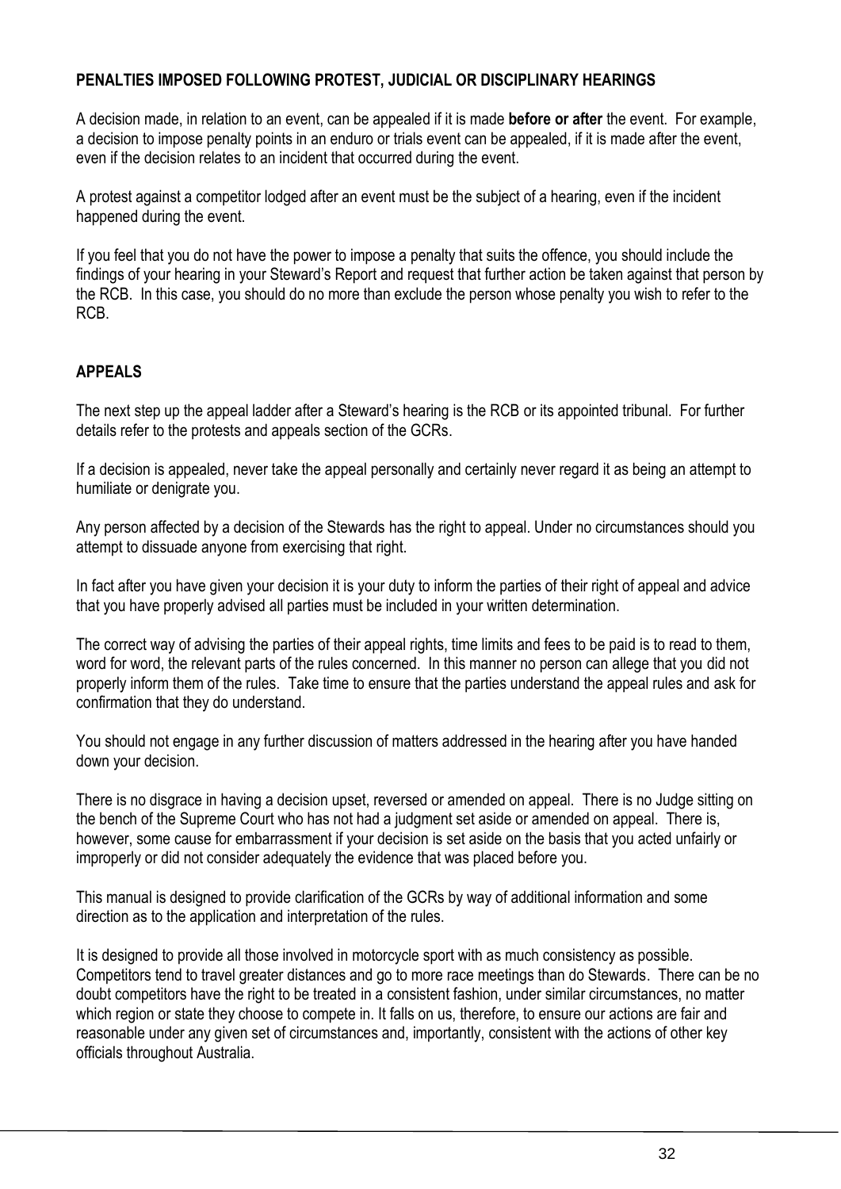## PENALTIES IMPOSED FOLLOWING PROTEST, JUDICIAL OR DISCIPLINARY HEARINGS

A decision made, in relation to an event, can be appealed if it is made **before or after** the event. For example, a decision to impose penalty points in an enduro or trials event can be appealed, if it is made after the event, even if the decision relates to an incident that occurred during the event.

A protest against a competitor lodged after an event must be the subject of a hearing, even if the incident happened during the event.

If you feel that you do not have the power to impose a penalty that suits the offence, you should include the findings of your hearing in your Steward's Report and request that further action be taken against that person by the RCB. In this case, you should do no more than exclude the person whose penalty you wish to refer to the RCB.

## APPEALS

The next step up the appeal ladder after a Steward's hearing is the RCB or its appointed tribunal. For further details refer to the protests and appeals section of the GCRs.

If a decision is appealed, never take the appeal personally and certainly never regard it as being an attempt to humiliate or denigrate you.

Any person affected by a decision of the Stewards has the right to appeal. Under no circumstances should you attempt to dissuade anyone from exercising that right.

In fact after you have given your decision it is your duty to inform the parties of their right of appeal and advice that you have properly advised all parties must be included in your written determination.

The correct way of advising the parties of their appeal rights, time limits and fees to be paid is to read to them, word for word, the relevant parts of the rules concerned. In this manner no person can allege that you did not properly inform them of the rules. Take time to ensure that the parties understand the appeal rules and ask for confirmation that they do understand.

You should not engage in any further discussion of matters addressed in the hearing after you have handed down your decision.

There is no disgrace in having a decision upset, reversed or amended on appeal. There is no Judge sitting on the bench of the Supreme Court who has not had a judgment set aside or amended on appeal. There is, however, some cause for embarrassment if your decision is set aside on the basis that you acted unfairly or improperly or did not consider adequately the evidence that was placed before you.

This manual is designed to provide clarification of the GCRs by way of additional information and some direction as to the application and interpretation of the rules.

It is designed to provide all those involved in motorcycle sport with as much consistency as possible. Competitors tend to travel greater distances and go to more race meetings than do Stewards. There can be no doubt competitors have the right to be treated in a consistent fashion, under similar circumstances, no matter which region or state they choose to compete in. It falls on us, therefore, to ensure our actions are fair and reasonable under any given set of circumstances and, importantly, consistent with the actions of other key officials throughout Australia.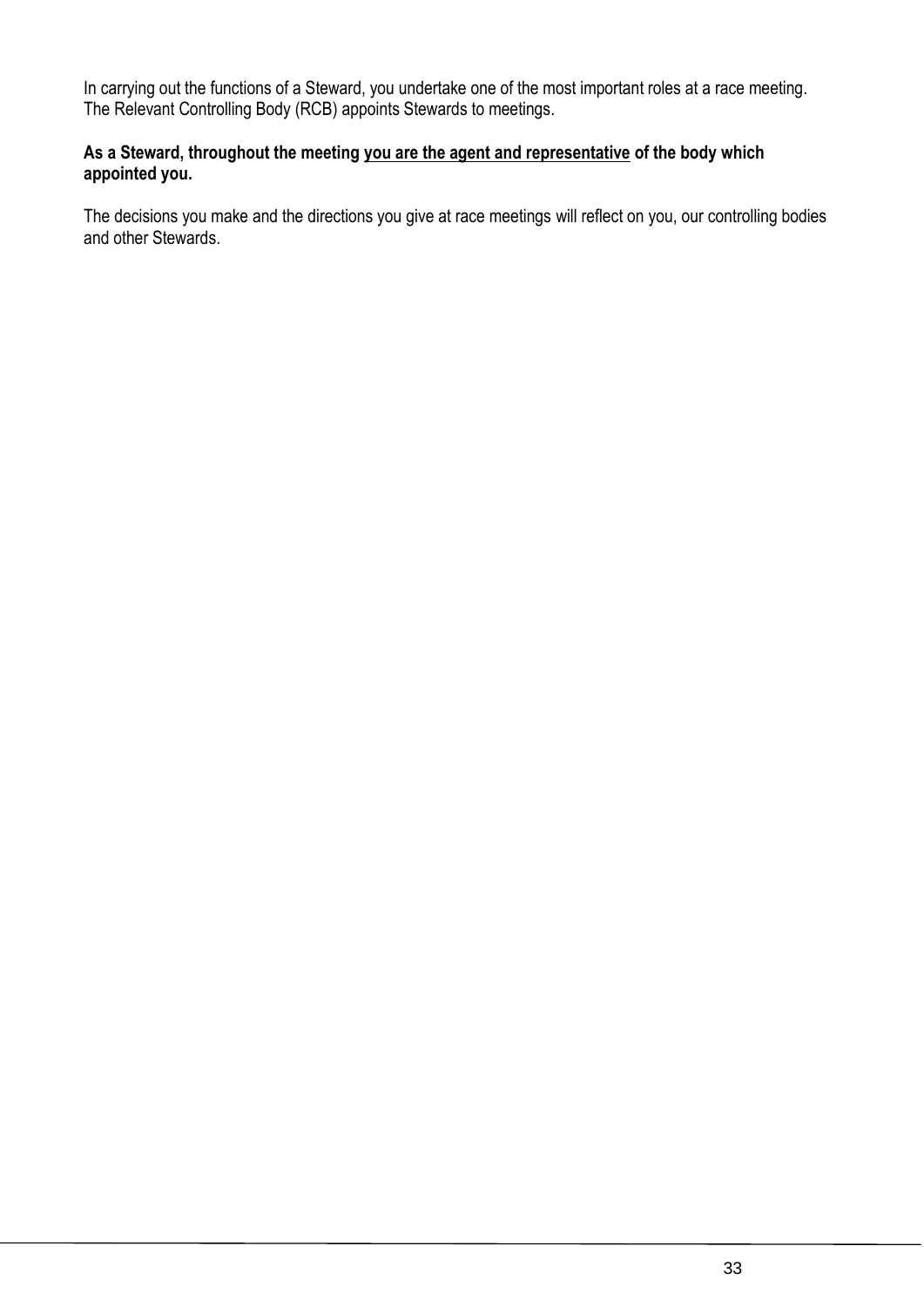In carrying out the functions of a Steward, you undertake one of the most important roles at a race meeting. The Relevant Controlling Body (RCB) appoints Stewards to meetings.

**As a Steward, throughout the meeting <u>you are the agent and representative</u> of the body which appointed you.**

The decisions you make and the directions you give at race meetings will reflect on you, our controlling bodies and other Stewards.